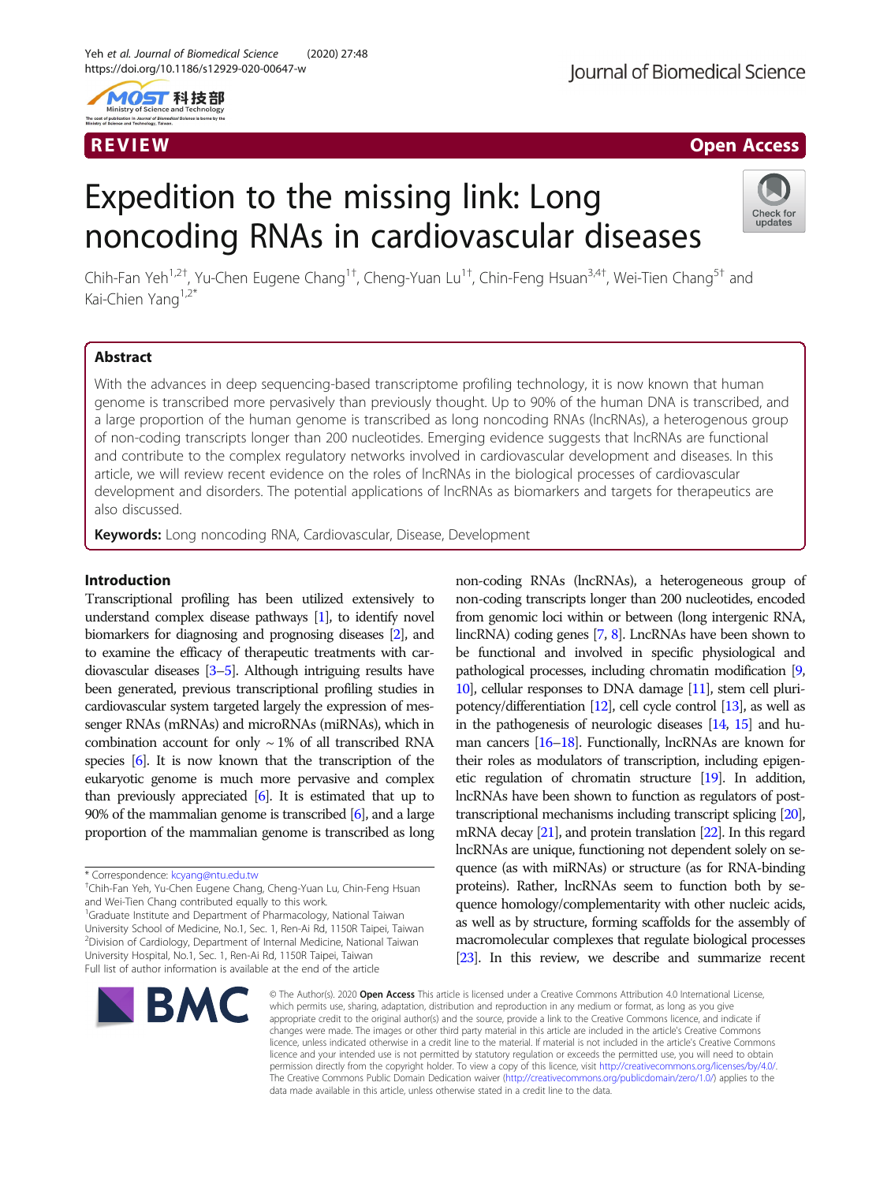REVIEW

Open Access

# Expedition to the missing link: Long noncoding RNAs in cardiovascular diseases

Chih-Fan Yeh[1,2†], Yu-Chen Eugene Chang[1†], Cheng-Yuan Lu[1†], Chin-Feng Hsuan[3,4†], Wei-Tien Chang[5†] and Kai-Chien Yang[1,2*]

## Abstract

With the advances in deep sequencing-based transcriptome profiling technology, it is now known that human genome is transcribed more pervasively than previously thought. Up to 90% of the human DNA is transcribed, and a large proportion of the human genome is transcribed as long noncoding RNAs (lncRNAs), a heterogenous group of non-coding transcripts longer than 200 nucleotides. Emerging evidence suggests that lncRNAs are functional and contribute to the complex regulatory networks involved in cardiovascular development and diseases. In this article, we will review recent evidence on the roles of lncRNAs in the biological processes of cardiovascular development and disorders. The potential applications of lncRNAs as biomarkers and targets for therapeutics are also discussed.

**Keywords:** Long noncoding RNA, Cardiovascular, Disease, Development

## Introduction

Transcriptional profiling has been utilized extensively to understand complex disease pathways [1], to identify novel biomarkers for diagnosing and prognosing diseases [2], and to examine the efficacy of therapeutic treatments with cardiovascular diseases [3–5]. Although intriguing results have been generated, previous transcriptional profiling studies in cardiovascular system targeted largely the expression of messenger RNAs (mRNAs) and microRNAs (miRNAs), which in combination account for only ~1% of all transcribed RNA species [6]. It is now known that the transcription of the eukaryotic genome is much more pervasive and complex than previously appreciated [6]. It is estimated that up to 90% of the mammalian genome is transcribed [6], and a large proportion of the mammalian genome is transcribed as long non-coding RNAs (lncRNAs), a heterogeneous group of non-coding transcripts longer than 200 nucleotides, encoded from genomic loci within or between (long intergenic RNA, lincRNA) coding genes [7, 8]. LncRNAs have been shown to be functional and involved in specific physiological and pathological processes, including chromatin modification [9, 10], cellular responses to DNA damage [11], stem cell pluripotency/differentiation [12], cell cycle control [13], as well as in the pathogenesis of neurologic diseases [14, 15] and human cancers [16–18]. Functionally, lncRNAs are known for their roles as modulators of transcription, including epigenetic regulation of chromatin structure [19]. In addition, lncRNAs have been shown to function as regulators of post-transcriptional mechanisms including transcript splicing [20], mRNA decay [21], and protein translation [22]. In this regard lncRNAs are unique, functioning not dependent solely on sequence (as with miRNAs) or structure (as for RNA-binding proteins). Rather, lncRNAs seem to function both by sequence homology/complementarity with other nucleic acids, as well as by structure, forming scaffolds for the assembly of macromolecular complexes that regulate biological processes [23]. In this review, we describe and summarize recent

* Correspondence: kcyang@ntu.edu.tw
†Chih-Fan Yeh, Yu-Chen Eugene Chang, Cheng-Yuan Lu, Chin-Feng Hsuan and Wei-Tien Chang contributed equally to this work.
[1]Graduate Institute and Department of Pharmacology, National Taiwan University School of Medicine, No.1, Sec. 1, Ren-Ai Rd, 1150R Taipei, Taiwan
[2]Division of Cardiology, Department of Internal Medicine, National Taiwan University Hospital, No.1, Sec. 1, Ren-Ai Rd, 1150R Taipei, Taiwan
Full list of author information is available at the end of the article

© The Author(s). 2020 **Open Access** This article is licensed under a Creative Commons Attribution 4.0 International License, which permits use, sharing, adaptation, distribution and reproduction in any medium or format, as long as you give appropriate credit to the original author(s) and the source, provide a link to the Creative Commons licence, and indicate if changes were made. The images or other third party material in this article are included in the article's Creative Commons licence, unless indicated otherwise in a credit line to the material. If material is not included in the article's Creative Commons licence and your intended use is not permitted by statutory regulation or exceeds the permitted use, you will need to obtain permission directly from the copyright holder. To view a copy of this licence, visit http://creativecommons.org/licenses/by/4.0/. The Creative Commons Public Domain Dedication waiver (http://creativecommons.org/publicdomain/zero/1.0/) applies to the data made available in this article, unless otherwise stated in a credit line to the data.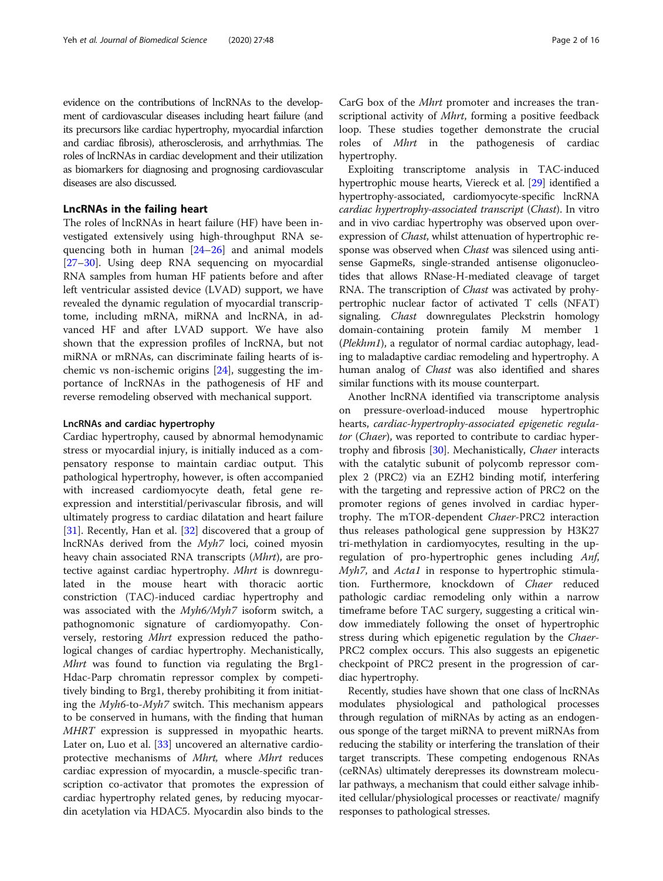evidence on the contributions of lncRNAs to the development of cardiovascular diseases including heart failure (and its precursors like cardiac hypertrophy, myocardial infarction and cardiac fibrosis), atherosclerosis, and arrhythmias. The roles of lncRNAs in cardiac development and their utilization as biomarkers for diagnosing and prognosing cardiovascular diseases are also discussed.

## LncRNAs in the failing heart

The roles of lncRNAs in heart failure (HF) have been investigated extensively using high-throughput RNA sequencing both in human [24–26] and animal models [27–30]. Using deep RNA sequencing on myocardial RNA samples from human HF patients before and after left ventricular assisted device (LVAD) support, we have revealed the dynamic regulation of myocardial transcriptome, including mRNA, miRNA and lncRNA, in advanced HF and after LVAD support. We have also shown that the expression profiles of lncRNA, but not miRNA or mRNAs, can discriminate failing hearts of ischemic vs non-ischemic origins [24], suggesting the importance of lncRNAs in the pathogenesis of HF and reverse remodeling observed with mechanical support.

### LncRNAs and cardiac hypertrophy

Cardiac hypertrophy, caused by abnormal hemodynamic stress or myocardial injury, is initially induced as a compensatory response to maintain cardiac output. This pathological hypertrophy, however, is often accompanied with increased cardiomyocyte death, fetal gene re-expression and interstitial/perivascular fibrosis, and will ultimately progress to cardiac dilatation and heart failure [31]. Recently, Han et al. [32] discovered that a group of lncRNAs derived from the *Myh7* loci, coined myosin heavy chain associated RNA transcripts (*Mhrt*), are protective against cardiac hypertrophy. *Mhrt* is downregulated in the mouse heart with thoracic aortic constriction (TAC)-induced cardiac hypertrophy and was associated with the *Myh6/Myh7* isoform switch, a pathognomonic signature of cardiomyopathy. Conversely, restoring *Mhrt* expression reduced the pathological changes of cardiac hypertrophy. Mechanistically, *Mhrt* was found to function via regulating the Brg1-Hdac-Parp chromatin repressor complex by competitively binding to Brg1, thereby prohibiting it from initiating the *Myh6*-to-*Myh7* switch. This mechanism appears to be conserved in humans, with the finding that human *MHRT* expression is suppressed in myopathic hearts. Later on, Luo et al. [33] uncovered an alternative cardioprotective mechanisms of *Mhrt,* where *Mhrt* reduces cardiac expression of myocardin, a muscle-specific transcription co-activator that promotes the expression of cardiac hypertrophy related genes, by reducing myocardin acetylation via HDAC5. Myocardin also binds to the CarG box of the *Mhrt* promoter and increases the transcriptional activity of *Mhrt*, forming a positive feedback loop. These studies together demonstrate the crucial roles of *Mhrt* in the pathogenesis of cardiac hypertrophy.

Exploiting transcriptome analysis in TAC-induced hypertrophic mouse hearts, Viereck et al. [29] identified a hypertrophy-associated, cardiomyocyte-specific lncRNA *cardiac hypertrophy-associated transcript* (*Chast*). In vitro and in vivo cardiac hypertrophy was observed upon overexpression of *Chast*, whilst attenuation of hypertrophic response was observed when *Chast* was silenced using antisense GapmeRs, single-stranded antisense oligonucleotides that allows RNase-H-mediated cleavage of target RNA. The transcription of *Chast* was activated by prohypertrophic nuclear factor of activated T cells (NFAT) signaling. *Chast* downregulates Pleckstrin homology domain-containing protein family M member 1 (*Plekhm1*), a regulator of normal cardiac autophagy, leading to maladaptive cardiac remodeling and hypertrophy. A human analog of *Chast* was also identified and shares similar functions with its mouse counterpart.

Another lncRNA identified via transcriptome analysis on pressure-overload-induced mouse hypertrophic hearts, *cardiac-hypertrophy-associated epigenetic regulator* (*Chaer*), was reported to contribute to cardiac hypertrophy and fibrosis [30]. Mechanistically, *Chaer* interacts with the catalytic subunit of polycomb repressor complex 2 (PRC2) via an EZH2 binding motif, interfering with the targeting and repressive action of PRC2 on the promoter regions of genes involved in cardiac hypertrophy. The mTOR-dependent *Chaer*-PRC2 interaction thus releases pathological gene suppression by H3K27 tri-methylation in cardiomyocytes, resulting in the upregulation of pro-hypertrophic genes including *Anf*, *Myh7*, and *Acta1* in response to hypertrophic stimulation. Furthermore, knockdown of *Chaer* reduced pathologic cardiac remodeling only within a narrow timeframe before TAC surgery, suggesting a critical window immediately following the onset of hypertrophic stress during which epigenetic regulation by the *Chaer*-PRC2 complex occurs. This also suggests an epigenetic checkpoint of PRC2 present in the progression of cardiac hypertrophy.

Recently, studies have shown that one class of lncRNAs modulates physiological and pathological processes through regulation of miRNAs by acting as an endogenous sponge of the target miRNA to prevent miRNAs from reducing the stability or interfering the translation of their target transcripts. These competing endogenous RNAs (ceRNAs) ultimately derepresses its downstream molecular pathways, a mechanism that could either salvage inhibited cellular/physiological processes or reactivate/ magnify responses to pathological stresses.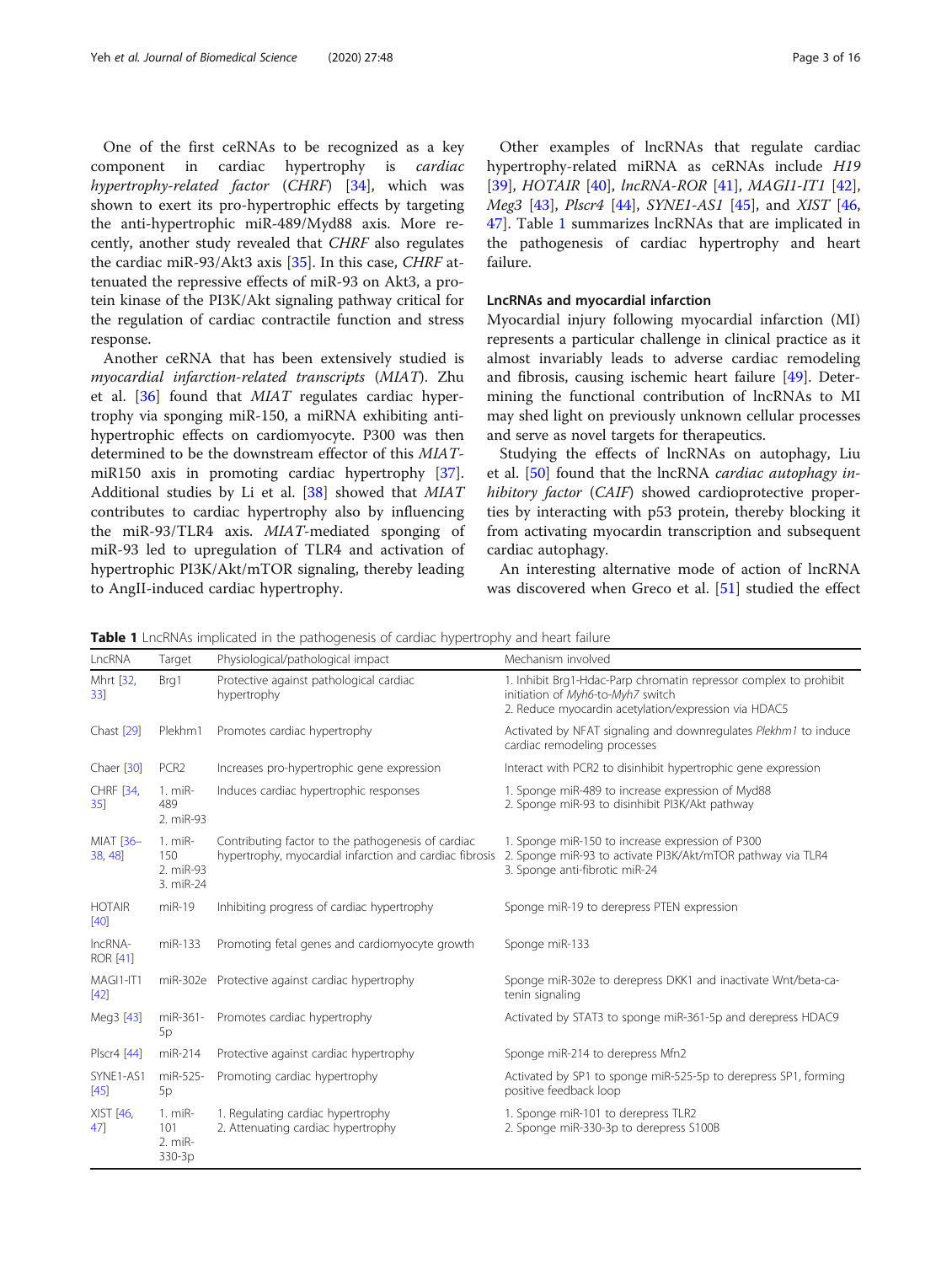One of the first ceRNAs to be recognized as a key component in cardiac hypertrophy is *cardiac hypertrophy-related factor* (*CHRF*) [34], which was shown to exert its pro-hypertrophic effects by targeting the anti-hypertrophic miR-489/Myd88 axis. More recently, another study revealed that *CHRF* also regulates the cardiac miR-93/Akt3 axis [35]. In this case, *CHRF* attenuated the repressive effects of miR-93 on Akt3, a protein kinase of the PI3K/Akt signaling pathway critical for the regulation of cardiac contractile function and stress response.

Another ceRNA that has been extensively studied is *myocardial infarction-related transcripts* (*MIAT*). Zhu et al. [36] found that *MIAT* regulates cardiac hypertrophy via sponging miR-150, a miRNA exhibiting anti-hypertrophic effects on cardiomyocyte. P300 was then determined to be the downstream effector of this *MIAT*-miR150 axis in promoting cardiac hypertrophy [37]. Additional studies by Li et al. [38] showed that *MIAT* contributes to cardiac hypertrophy also by influencing the miR-93/TLR4 axis. *MIAT*-mediated sponging of miR-93 led to upregulation of TLR4 and activation of hypertrophic PI3K/Akt/mTOR signaling, thereby leading to AngII-induced cardiac hypertrophy.

Other examples of lncRNAs that regulate cardiac hypertrophy-related miRNA as ceRNAs include *H19* [39], *HOTAIR* [40], *lncRNA-ROR* [41], *MAGI1-IT1* [42], *Meg3* [43], *Plscr4* [44], *SYNE1-AS1* [45], and *XIST* [46, 47]. Table 1 summarizes lncRNAs that are implicated in the pathogenesis of cardiac hypertrophy and heart failure.

### LncRNAs and myocardial infarction

Myocardial injury following myocardial infarction (MI) represents a particular challenge in clinical practice as it almost invariably leads to adverse cardiac remodeling and fibrosis, causing ischemic heart failure [49]. Determining the functional contribution of lncRNAs to MI may shed light on previously unknown cellular processes and serve as novel targets for therapeutics.

Studying the effects of lncRNAs on autophagy, Liu et al. [50] found that the lncRNA *cardiac autophagy inhibitory factor* (*CAIF*) showed cardioprotective properties by interacting with p53 protein, thereby blocking it from activating myocardin transcription and subsequent cardiac autophagy.

An interesting alternative mode of action of lncRNA was discovered when Greco et al. [51] studied the effect

**Table 1** LncRNAs implicated in the pathogenesis of cardiac hypertrophy and heart failure

| LncRNA | Target | Physiological/pathological impact | Mechanism involved |
|---|---|---|---|
| Mhrt [32, 33] | Brg1 | Protective against pathological cardiac hypertrophy | 1. Inhibit Brg1-Hdac-Parp chromatin repressor complex to prohibit initiation of *Myh6*-to-*Myh7* switch<br>2. Reduce myocardin acetylation/expression via HDAC5 |
| Chast [29] | Plekhm1 | Promotes cardiac hypertrophy | Activated by NFAT signaling and downregulates *Plekhm1* to induce cardiac remodeling processes |
| Chaer [30] | PCR2 | Increases pro-hypertrophic gene expression | Interact with PCR2 to disinhibit hypertrophic gene expression |
| CHRF [34, 35] | 1. miR-489<br>2. miR-93 | Induces cardiac hypertrophic responses | 1. Sponge miR-489 to increase expression of Myd88<br>2. Sponge miR-93 to disinhibit PI3K/Akt pathway |
| MIAT [36–38, 48] | 1. miR-150<br>2. miR-93<br>3. miR-24 | Contributing factor to the pathogenesis of cardiac hypertrophy, myocardial infarction and cardiac fibrosis | 1. Sponge miR-150 to increase expression of P300<br>2. Sponge miR-93 to activate PI3K/Akt/mTOR pathway via TLR4<br>3. Sponge anti-fibrotic miR-24 |
| HOTAIR [40] | miR-19 | Inhibiting progress of cardiac hypertrophy | Sponge miR-19 to derepress PTEN expression |
| lncRNA-ROR [41] | miR-133 | Promoting fetal genes and cardiomyocyte growth | Sponge miR-133 |
| MAGI1-IT1 [42] | miR-302e | Protective against cardiac hypertrophy | Sponge miR-302e to derepress DKK1 and inactivate Wnt/beta-catenin signaling |
| Meg3 [43] | miR-361-5p | Promotes cardiac hypertrophy | Activated by STAT3 to sponge miR-361-5p and derepress HDAC9 |
| Plscr4 [44] | miR-214 | Protective against cardiac hypertrophy | Sponge miR-214 to derepress Mfn2 |
| SYNE1-AS1 [45] | miR-525-5p | Promoting cardiac hypertrophy | Activated by SP1 to sponge miR-525-5p to derepress SP1, forming positive feedback loop |
| XIST [46, 47] | 1. miR-101<br>2. miR-330-3p | 1. Regulating cardiac hypertrophy<br>2. Attenuating cardiac hypertrophy | 1. Sponge miR-101 to derepress TLR2<br>2. Sponge miR-330-3p to derepress S100B |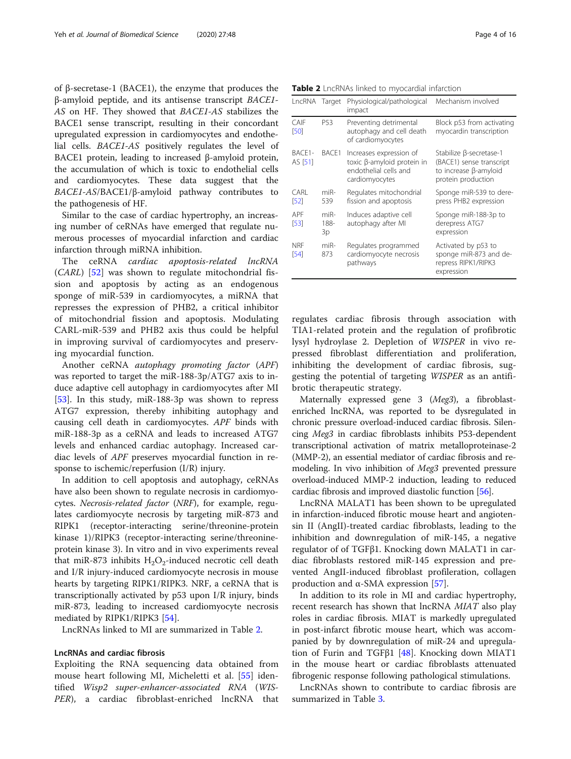of β-secretase-1 (BACE1), the enzyme that produces the β-amyloid peptide, and its antisense transcript *BACE1-AS* on HF. They showed that *BACE1-AS* stabilizes the BACE1 sense transcript, resulting in their concordant upregulated expression in cardiomyocytes and endothelial cells. *BACE1-AS* positively regulates the level of BACE1 protein, leading to increased β-amyloid protein, the accumulation of which is toxic to endothelial cells and cardiomyocytes. These data suggest that the *BACE1-AS*/BACE1/β-amyloid pathway contributes to the pathogenesis of HF.

Similar to the case of cardiac hypertrophy, an increasing number of ceRNAs have emerged that regulate numerous processes of myocardial infarction and cardiac infarction through miRNA inhibition.

The ceRNA *cardiac apoptosis-related lncRNA* (*CARL*) [52] was shown to regulate mitochondrial fission and apoptosis by acting as an endogenous sponge of miR-539 in cardiomyocytes, a miRNA that represses the expression of PHB2, a critical inhibitor of mitochondrial fission and apoptosis. Modulating CARL-miR-539 and PHB2 axis thus could be helpful in improving survival of cardiomyocytes and preserving myocardial function.

Another ceRNA *autophagy promoting factor* (*APF*) was reported to target the miR-188-3p/ATG7 axis to induce adaptive cell autophagy in cardiomyocytes after MI [53]. In this study, miR-188-3p was shown to repress ATG7 expression, thereby inhibiting autophagy and causing cell death in cardiomyocytes. *APF* binds with miR-188-3p as a ceRNA and leads to increased ATG7 levels and enhanced cardiac autophagy. Increased cardiac levels of *APF* preserves myocardial function in response to ischemic/reperfusion (I/R) injury.

In addition to cell apoptosis and autophagy, ceRNAs have also been shown to regulate necrosis in cardiomyocytes. *Necrosis-related factor* (*NRF*), for example, regulates cardiomyocyte necrosis by targeting miR-873 and RIPK1 (receptor-interacting serine/threonine-protein kinase 1)/RIPK3 (receptor-interacting serine/threonine-protein kinase 3). In vitro and in vivo experiments reveal that miR-873 inhibits $H_2O_2$-induced necrotic cell death and I/R injury-induced cardiomyocyte necrosis in mouse hearts by targeting RIPK1/RIPK3. NRF, a ceRNA that is transcriptionally activated by p53 upon I/R injury, binds miR-873, leading to increased cardiomyocyte necrosis mediated by RIPK1/RIPK3 [54].

LncRNAs linked to MI are summarized in Table 2.

**Table 2** LncRNAs linked to myocardial infarction

| LncRNA | Target | Physiological/pathological impact | Mechanism involved |
|---|---|---|---|
| CAIF [50] | P53 | Preventing detrimental autophagy and cell death of cardiomyocytes | Block p53 from activating myocardin transcription |
| BACE1-AS [51] | BACE1 | Increases expression of toxic β-amyloid protein in endothelial cells and cardiomyocytes | Stabilize β-secretase-1 (BACE1) sense transcript to increase β-amyloid protein production |
| CARL [52] | miR-539 | Regulates mitochondrial fission and apoptosis | Sponge miR-539 to derepress PHB2 expression |
| APF [53] | miR-188-3p | Induces adaptive cell autophagy after MI | Sponge miR-188-3p to derepress ATG7 expression |
| NRF [54] | miR-873 | Regulates programmed cardiomyocyte necrosis pathways | Activated by p53 to sponge miR-873 and derepress RIPK1/RIPK3 expression |

### LncRNAs and cardiac fibrosis

Exploiting the RNA sequencing data obtained from mouse heart following MI, Micheletti et al. [55] identified *Wisp2 super-enhancer-associated RNA* (*WISPER*), a cardiac fibroblast-enriched lncRNA that regulates cardiac fibrosis through association with TIA1-related protein and the regulation of profibrotic lysyl hydroylase 2. Depletion of *WISPER* in vivo repressed fibroblast differentiation and proliferation, inhibiting the development of cardiac fibrosis, suggesting the potential of targeting *WISPER* as an antifibrotic therapeutic strategy.

Maternally expressed gene 3 (*Meg3*), a fibroblast-enriched lncRNA, was reported to be dysregulated in chronic pressure overload-induced cardiac fibrosis. Silencing *Meg3* in cardiac fibroblasts inhibits P53-dependent transcriptional activation of matrix metalloproteinase-2 (MMP-2), an essential mediator of cardiac fibrosis and remodeling. In vivo inhibition of *Meg3* prevented pressure overload-induced MMP-2 induction, leading to reduced cardiac fibrosis and improved diastolic function [56].

LncRNA MALAT1 has been shown to be upregulated in infarction-induced fibrotic mouse heart and angiotensin II (AngII)-treated cardiac fibroblasts, leading to the inhibition and downregulation of miR-145, a negative regulator of of TGFβ1. Knocking down MALAT1 in cardiac fibroblasts restored miR-145 expression and prevented AngII-induced fibroblast profileration, collagen production and α-SMA expression [57].

In addition to its role in MI and cardiac hypertrophy, recent research has shown that lncRNA *MIAT* also play roles in cardiac fibrosis. MIAT is markedly upregulated in post-infarct fibrotic mouse heart, which was accompanied by by downregulation of miR-24 and upregulation of Furin and TGFβ1 [48]. Knocking down MIAT1 in the mouse heart or cardiac fibroblasts attenuated fibrogenic response following pathological stimulations.

LncRNAs shown to contribute to cardiac fibrosis are summarized in Table 3.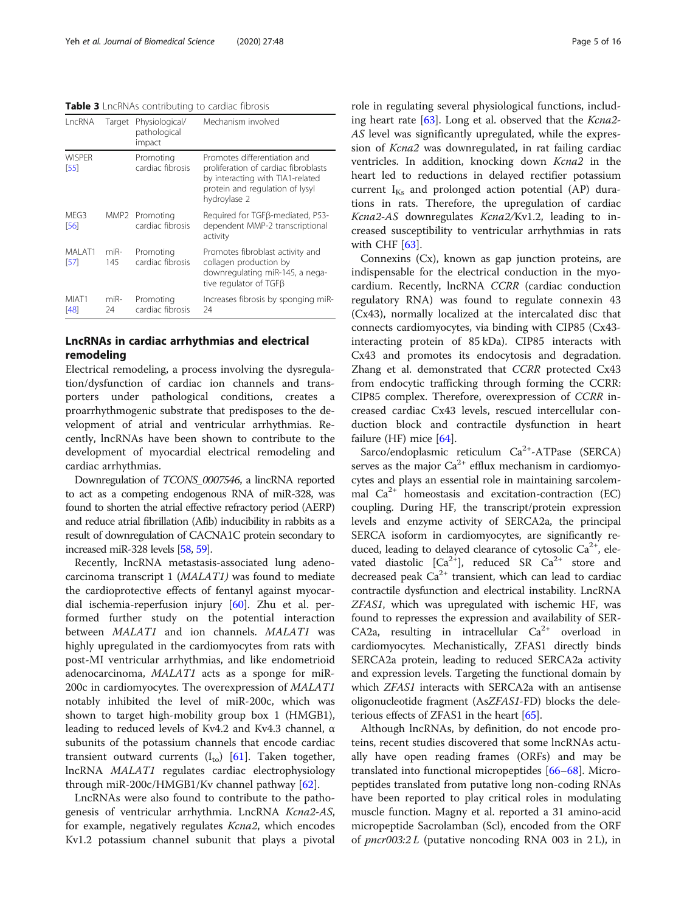**Table 3** LncRNAs contributing to cardiac fibrosis

| LncRNA | Target | Physiological/ pathological impact | Mechanism involved |
|---|---|---|---|
| WISPER [55] | | Promoting cardiac fibrosis | Promotes differentiation and proliferation of cardiac fibroblasts by interacting with TIA1-related protein and regulation of lysyl hydroylase 2 |
| MEG3 [56] | MMP2 | Promoting cardiac fibrosis | Required for TGFβ-mediated, P53-dependent MMP-2 transcriptional activity |
| MALAT1 [57] | miR-145 | Promoting cardiac fibrosis | Promotes fibroblast activity and collagen production by downregulating miR-145, a negative regulator of TGFβ |
| MIAT1 [48] | miR-24 | Promoting cardiac fibrosis | Increases fibrosis by sponging miR-24 |

## LncRNAs in cardiac arrhythmias and electrical remodeling

Electrical remodeling, a process involving the dysregulation/dysfunction of cardiac ion channels and transporters under pathological conditions, creates a proarrhythmogenic substrate that predisposes to the development of atrial and ventricular arrhythmias. Recently, lncRNAs have been shown to contribute to the development of myocardial electrical remodeling and cardiac arrhythmias.

Downregulation of *TCONS_0007546*, a lincRNA reported to act as a competing endogenous RNA of miR-328, was found to shorten the atrial effective refractory period (AERP) and reduce atrial fibrillation (Afib) inducibility in rabbits as a result of downregulation of CACNA1C protein secondary to increased miR-328 levels [58, 59].

Recently, lncRNA metastasis-associated lung adenocarcinoma transcript 1 (*MALAT1)* was found to mediate the cardioprotective effects of fentanyl against myocardial ischemia-reperfusion injury [60]. Zhu et al. performed further study on the potential interaction between *MALAT1* and ion channels. *MALAT1* was highly upregulated in the cardiomyocytes from rats with post-MI ventricular arrhythmias, and like endometrioid adenocarcinoma, *MALAT1* acts as a sponge for miR-200c in cardiomyocytes. The overexpression of *MALAT1* notably inhibited the level of miR-200c, which was shown to target high-mobility group box 1 (HMGB1), leading to reduced levels of Kv4.2 and Kv4.3 channel, α subunits of the potassium channels that encode cardiac transient outward currents ($I_{to}$) [61]. Taken together, lncRNA *MALAT1* regulates cardiac electrophysiology through miR-200c/HMGB1/Kv channel pathway [62].

LncRNAs were also found to contribute to the pathogenesis of ventricular arrhythmia. LncRNA *Kcna2-AS*, for example, negatively regulates *Kcna2*, which encodes Kv1.2 potassium channel subunit that plays a pivotal role in regulating several physiological functions, including heart rate [63]. Long et al. observed that the *Kcna2-AS* level was significantly upregulated, while the expression of *Kcna2* was downregulated, in rat failing cardiac ventricles. In addition, knocking down *Kcna2* in the heart led to reductions in delayed rectifier potassium current $I_{Ks}$ and prolonged action potential (AP) durations in rats. Therefore, the upregulation of cardiac *Kcna2-AS* downregulates *Kcna2/*Kv1.2, leading to increased susceptibility to ventricular arrhythmias in rats with CHF [63].

Connexins (Cx), known as gap junction proteins, are indispensable for the electrical conduction in the myocardium. Recently, lncRNA *CCRR* (cardiac conduction regulatory RNA) was found to regulate connexin 43 (Cx43), normally localized at the intercalated disc that connects cardiomyocytes, via binding with CIP85 (Cx43-interacting protein of 85 kDa). CIP85 interacts with Cx43 and promotes its endocytosis and degradation. Zhang et al. demonstrated that *CCRR* protected Cx43 from endocytic trafficking through forming the CCRR: CIP85 complex. Therefore, overexpression of *CCRR* increased cardiac Cx43 levels, rescued intercellular conduction block and contractile dysfunction in heart failure (HF) mice [64].

Sarco/endoplasmic reticulum $Ca^{2+}$-ATPase (SERCA) serves as the major $Ca^{2+}$ efflux mechanism in cardiomyocytes and plays an essential role in maintaining sarcolemmal $Ca^{2+}$ homeostasis and excitation-contraction (EC) coupling. During HF, the transcript/protein expression levels and enzyme activity of SERCA2a, the principal SERCA isoform in cardiomyocytes, are significantly reduced, leading to delayed clearance of cytosolic $Ca^{2+}$, elevated diastolic $[Ca^{2+}]$, reduced SR $Ca^{2+}$ store and decreased peak $Ca^{2+}$ transient, which can lead to cardiac contractile dysfunction and electrical instability. LncRNA *ZFAS1*, which was upregulated with ischemic HF, was found to represses the expression and availability of SERCA2a, resulting in intracellular $Ca^{2+}$ overload in cardiomyocytes. Mechanistically, ZFAS1 directly binds SERCA2a protein, leading to reduced SERCA2a activity and expression levels. Targeting the functional domain by which *ZFAS1* interacts with SERCA2a with an antisense oligonucleotide fragment (As*ZFAS1*-FD) blocks the deleterious effects of ZFAS1 in the heart [65].

Although lncRNAs, by definition, do not encode proteins, recent studies discovered that some lncRNAs actually have open reading frames (ORFs) and may be translated into functional micropeptides [66–68]. Micropeptides translated from putative long non-coding RNAs have been reported to play critical roles in modulating muscle function. Magny et al. reported a 31 amino-acid micropeptide Sacrolamban (Scl), encoded from the ORF of *pncr003:2 L* (putative noncoding RNA 003 in 2 L), in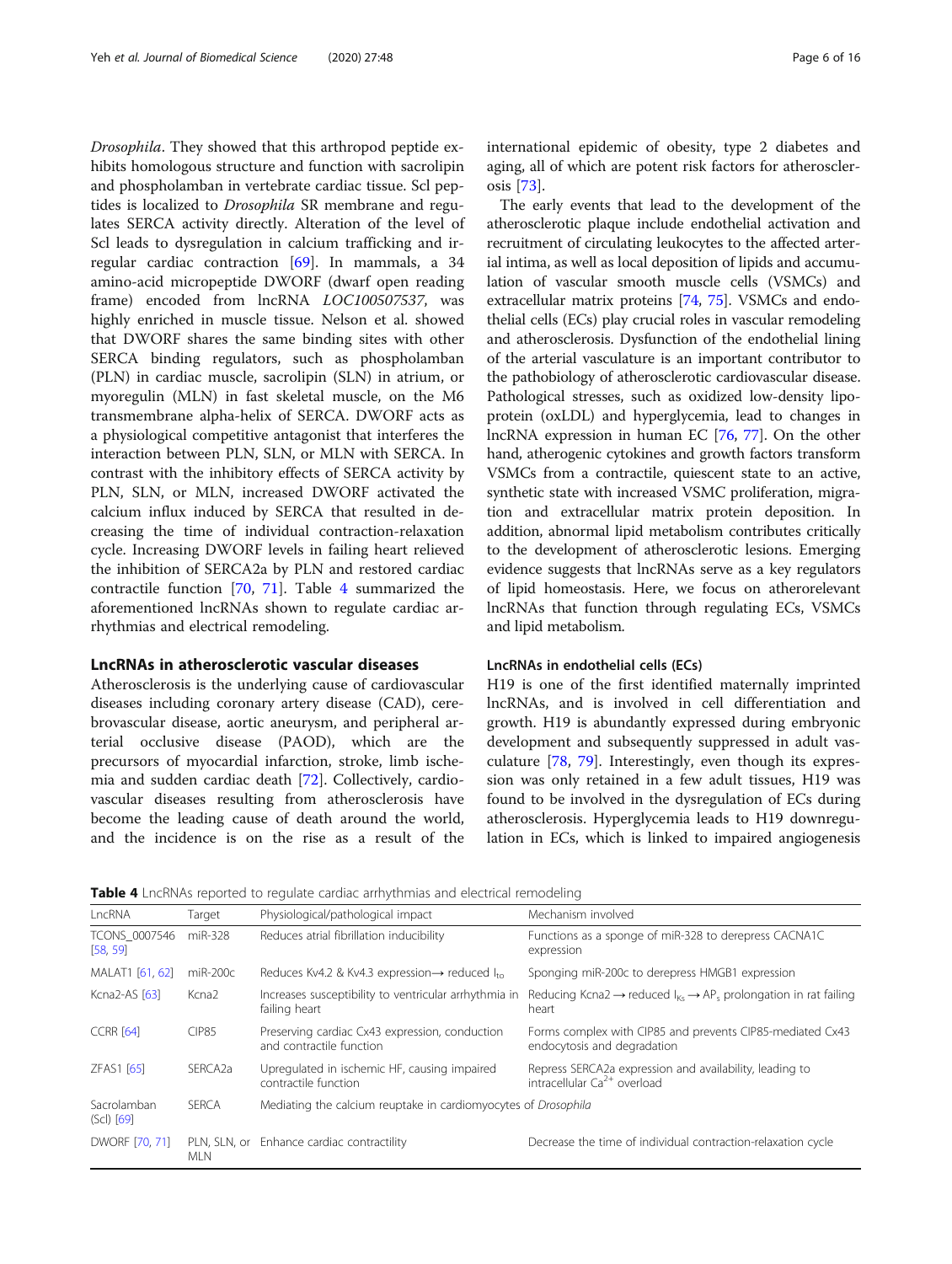*Drosophila*. They showed that this arthropod peptide exhibits homologous structure and function with sacrolipin and phospholamban in vertebrate cardiac tissue. Scl peptides is localized to *Drosophila* SR membrane and regulates SERCA activity directly. Alteration of the level of Scl leads to dysregulation in calcium trafficking and irregular cardiac contraction [69]. In mammals, a 34 amino-acid micropeptide DWORF (dwarf open reading frame) encoded from lncRNA *LOC100507537*, was highly enriched in muscle tissue. Nelson et al. showed that DWORF shares the same binding sites with other SERCA binding regulators, such as phospholamban (PLN) in cardiac muscle, sacrolipin (SLN) in atrium, or myoregulin (MLN) in fast skeletal muscle, on the M6 transmembrane alpha-helix of SERCA. DWORF acts as a physiological competitive antagonist that interferes the interaction between PLN, SLN, or MLN with SERCA. In contrast with the inhibitory effects of SERCA activity by PLN, SLN, or MLN, increased DWORF activated the calcium influx induced by SERCA that resulted in decreasing the time of individual contraction-relaxation cycle. Increasing DWORF levels in failing heart relieved the inhibition of SERCA2a by PLN and restored cardiac contractile function [70, 71]. Table 4 summarized the aforementioned lncRNAs shown to regulate cardiac arrhythmias and electrical remodeling.

## LncRNAs in atherosclerotic vascular diseases

Atherosclerosis is the underlying cause of cardiovascular diseases including coronary artery disease (CAD), cerebrovascular disease, aortic aneurysm, and peripheral arterial occlusive disease (PAOD), which are the precursors of myocardial infarction, stroke, limb ischemia and sudden cardiac death [72]. Collectively, cardiovascular diseases resulting from atherosclerosis have become the leading cause of death around the world, and the incidence is on the rise as a result of the international epidemic of obesity, type 2 diabetes and aging, all of which are potent risk factors for atherosclerosis [73].

The early events that lead to the development of the atherosclerotic plaque include endothelial activation and recruitment of circulating leukocytes to the affected arterial intima, as well as local deposition of lipids and accumulation of vascular smooth muscle cells (VSMCs) and extracellular matrix proteins [74, 75]. VSMCs and endothelial cells (ECs) play crucial roles in vascular remodeling and atherosclerosis. Dysfunction of the endothelial lining of the arterial vasculature is an important contributor to the pathobiology of atherosclerotic cardiovascular disease. Pathological stresses, such as oxidized low-density lipoprotein (oxLDL) and hyperglycemia, lead to changes in lncRNA expression in human EC [76, 77]. On the other hand, atherogenic cytokines and growth factors transform VSMCs from a contractile, quiescent state to an active, synthetic state with increased VSMC proliferation, migration and extracellular matrix protein deposition. In addition, abnormal lipid metabolism contributes critically to the development of atherosclerotic lesions. Emerging evidence suggests that lncRNAs serve as a key regulators of lipid homeostasis. Here, we focus on atherorelevant lncRNAs that function through regulating ECs, VSMCs and lipid metabolism.

### LncRNAs in endothelial cells (ECs)

H19 is one of the first identified maternally imprinted lncRNAs, and is involved in cell differentiation and growth. H19 is abundantly expressed during embryonic development and subsequently suppressed in adult vasculature [78, 79]. Interestingly, even though its expression was only retained in a few adult tissues, H19 was found to be involved in the dysregulation of ECs during atherosclerosis. Hyperglycemia leads to H19 downregulation in ECs, which is linked to impaired angiogenesis

**Table 4** LncRNAs reported to regulate cardiac arrhythmias and electrical remodeling

| LncRNA | Target | Physiological/pathological impact | Mechanism involved |
|---|---|---|---|
| TCONS_0007546 [58, 59] | miR-328 | Reduces atrial fibrillation inducibility | Functions as a sponge of miR-328 to derepress CACNA1C expression |
| MALAT1 [61, 62] | miR-200c | Reduces Kv4.2 & Kv4.3 expression→ reduced $I_{to}$ | Sponging miR-200c to derepress HMGB1 expression |
| Kcna2-AS [63] | Kcna2 | Increases susceptibility to ventricular arrhythmia in failing heart | Reducing Kcna2 → reduced $I_{Ks}$ → $AP_s$ prolongation in rat failing heart |
| CCRR [64] | CIP85 | Preserving cardiac Cx43 expression, conduction and contractile function | Forms complex with CIP85 and prevents CIP85-mediated Cx43 endocytosis and degradation |
| ZFAS1 [65] | SERCA2a | Upregulated in ischemic HF, causing impaired contractile function | Repress SERCA2a expression and availability, leading to intracellular $Ca^{2+}$ overload |
| Sacrolamban (Scl) [69] | SERCA | Mediating the calcium reuptake in cardiomyocytes of *Drosophila* | |
| DWORF [70, 71] | PLN, SLN, or MLN | Enhance cardiac contractility | Decrease the time of individual contraction-relaxation cycle |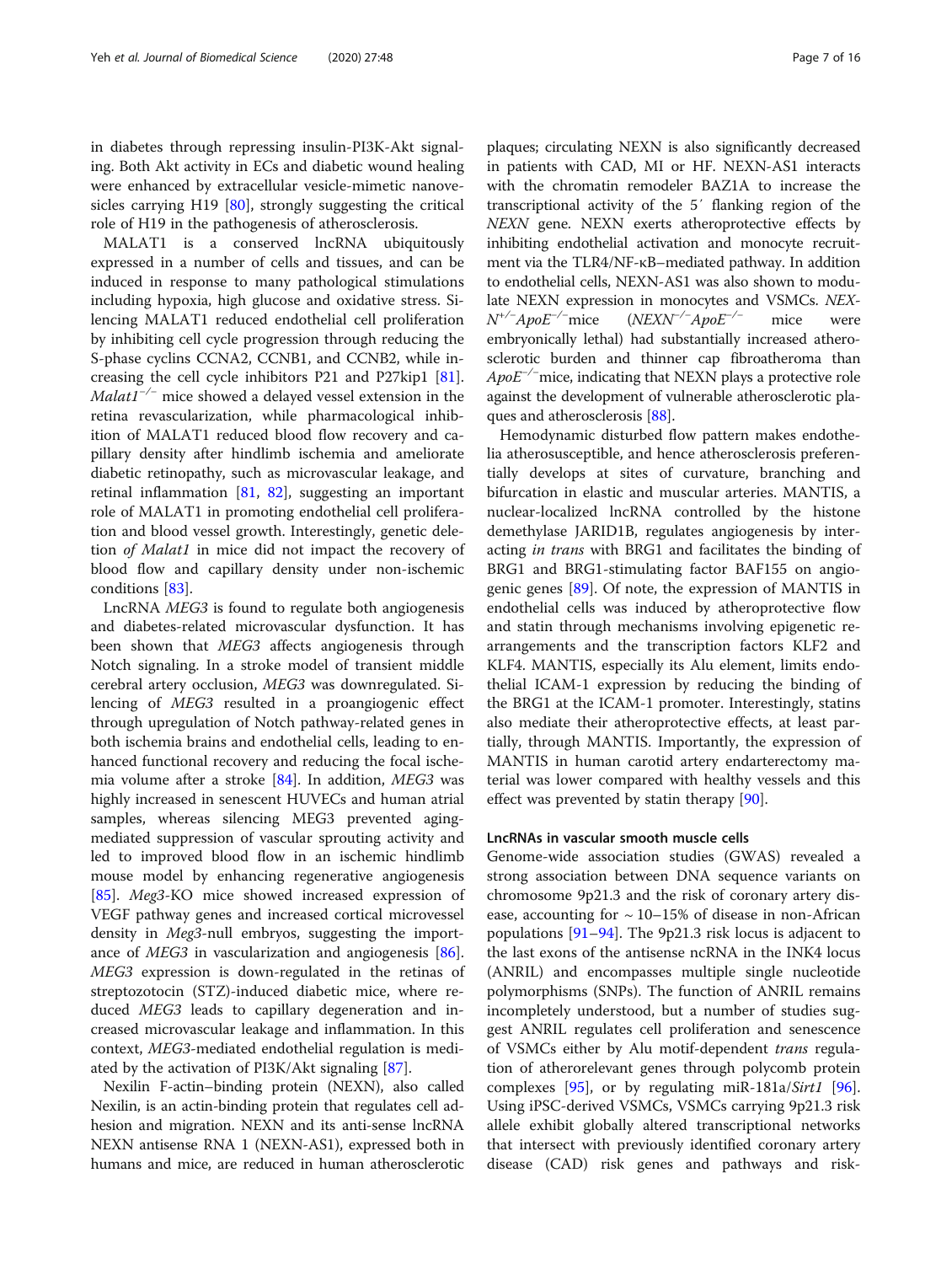in diabetes through repressing insulin-PI3K-Akt signaling. Both Akt activity in ECs and diabetic wound healing were enhanced by extracellular vesicle-mimetic nanovesicles carrying H19 [80], strongly suggesting the critical role of H19 in the pathogenesis of atherosclerosis.

MALAT1 is a conserved lncRNA ubiquitously expressed in a number of cells and tissues, and can be induced in response to many pathological stimulations including hypoxia, high glucose and oxidative stress. Silencing MALAT1 reduced endothelial cell proliferation by inhibiting cell cycle progression through reducing the S-phase cyclins CCNA2, CCNB1, and CCNB2, while increasing the cell cycle inhibitors P21 and P27kip1 [81]. *Malat1*$^{-/-}$ mice showed a delayed vessel extension in the retina revascularization, while pharmacological inhibition of MALAT1 reduced blood flow recovery and capillary density after hindlimb ischemia and ameliorate diabetic retinopathy, such as microvascular leakage, and retinal inflammation [81, 82], suggesting an important role of MALAT1 in promoting endothelial cell proliferation and blood vessel growth. Interestingly, genetic deletion *of Malat1* in mice did not impact the recovery of blood flow and capillary density under non-ischemic conditions [83].

LncRNA *MEG3* is found to regulate both angiogenesis and diabetes-related microvascular dysfunction. It has been shown that *MEG3* affects angiogenesis through Notch signaling. In a stroke model of transient middle cerebral artery occlusion, *MEG3* was downregulated. Silencing of *MEG3* resulted in a proangiogenic effect through upregulation of Notch pathway-related genes in both ischemia brains and endothelial cells, leading to enhanced functional recovery and reducing the focal ischemia volume after a stroke [84]. In addition, *MEG3* was highly increased in senescent HUVECs and human atrial samples, whereas silencing MEG3 prevented aging-mediated suppression of vascular sprouting activity and led to improved blood flow in an ischemic hindlimb mouse model by enhancing regenerative angiogenesis [85]. *Meg3*-KO mice showed increased expression of VEGF pathway genes and increased cortical microvessel density in *Meg3*-null embryos, suggesting the importance of *MEG3* in vascularization and angiogenesis [86]. *MEG3* expression is down-regulated in the retinas of streptozotocin (STZ)-induced diabetic mice, where reduced *MEG3* leads to capillary degeneration and increased microvascular leakage and inflammation. In this context, *MEG3*-mediated endothelial regulation is mediated by the activation of PI3K/Akt signaling [87].

Nexilin F-actin–binding protein (NEXN), also called Nexilin, is an actin-binding protein that regulates cell adhesion and migration. NEXN and its anti-sense lncRNA NEXN antisense RNA 1 (NEXN-AS1), expressed both in humans and mice, are reduced in human atherosclerotic plaques; circulating NEXN is also significantly decreased in patients with CAD, MI or HF. NEXN-AS1 interacts with the chromatin remodeler BAZ1A to increase the transcriptional activity of the 5′ flanking region of the *NEXN* gene. NEXN exerts atheroprotective effects by inhibiting endothelial activation and monocyte recruitment via the TLR4/NF-κB–mediated pathway. In addition to endothelial cells, NEXN-AS1 was also shown to modulate NEXN expression in monocytes and VSMCs. *NEXN*$^{+/-}$*ApoE*$^{-/-}$mice (*NEXN*$^{-/-}$*ApoE*$^{-/-}$ mice were embryonically lethal) had substantially increased atherosclerotic burden and thinner cap fibroatheroma than *ApoE*$^{-/-}$mice, indicating that NEXN plays a protective role against the development of vulnerable atherosclerotic plaques and atherosclerosis [88].

Hemodynamic disturbed flow pattern makes endothelia atherosusceptible, and hence atherosclerosis preferentially develops at sites of curvature, branching and bifurcation in elastic and muscular arteries. MANTIS, a nuclear-localized lncRNA controlled by the histone demethylase JARID1B, regulates angiogenesis by interacting *in trans* with BRG1 and facilitates the binding of BRG1 and BRG1-stimulating factor BAF155 on angiogenic genes [89]. Of note, the expression of MANTIS in endothelial cells was induced by atheroprotective flow and statin through mechanisms involving epigenetic rearrangements and the transcription factors KLF2 and KLF4. MANTIS, especially its Alu element, limits endothelial ICAM-1 expression by reducing the binding of the BRG1 at the ICAM-1 promoter. Interestingly, statins also mediate their atheroprotective effects, at least partially, through MANTIS. Importantly, the expression of MANTIS in human carotid artery endarterectomy material was lower compared with healthy vessels and this effect was prevented by statin therapy [90].

### LncRNAs in vascular smooth muscle cells

Genome-wide association studies (GWAS) revealed a strong association between DNA sequence variants on chromosome 9p21.3 and the risk of coronary artery disease, accounting for ~ 10–15% of disease in non-African populations [91–94]. The 9p21.3 risk locus is adjacent to the last exons of the antisense ncRNA in the INK4 locus (ANRIL) and encompasses multiple single nucleotide polymorphisms (SNPs). The function of ANRIL remains incompletely understood, but a number of studies suggest ANRIL regulates cell proliferation and senescence of VSMCs either by Alu motif-dependent *trans* regulation of atherorelevant genes through polycomb protein complexes [95], or by regulating miR-181a/*Sirt1* [96]. Using iPSC-derived VSMCs, VSMCs carrying 9p21.3 risk allele exhibit globally altered transcriptional networks that intersect with previously identified coronary artery disease (CAD) risk genes and pathways and risk-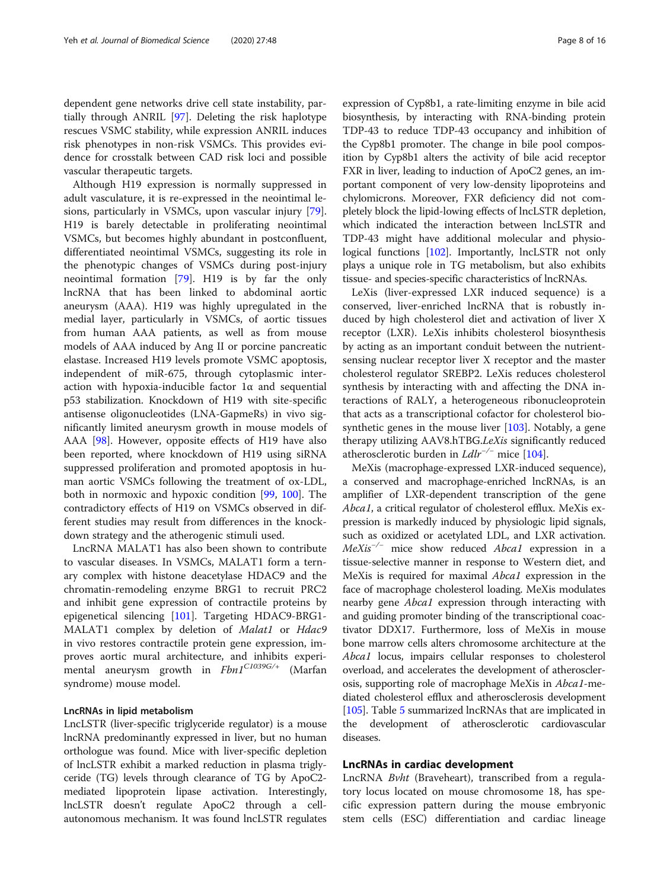dependent gene networks drive cell state instability, partially through ANRIL [97]. Deleting the risk haplotype rescues VSMC stability, while expression ANRIL induces risk phenotypes in non-risk VSMCs. This provides evidence for crosstalk between CAD risk loci and possible vascular therapeutic targets.

Although H19 expression is normally suppressed in adult vasculature, it is re-expressed in the neointimal lesions, particularly in VSMCs, upon vascular injury [79]. H19 is barely detectable in proliferating neointimal VSMCs, but becomes highly abundant in postconfluent, differentiated neointimal VSMCs, suggesting its role in the phenotypic changes of VSMCs during post-injury neointimal formation [79]. H19 is by far the only lncRNA that has been linked to abdominal aortic aneurysm (AAA). H19 was highly upregulated in the medial layer, particularly in VSMCs, of aortic tissues from human AAA patients, as well as from mouse models of AAA induced by Ang II or porcine pancreatic elastase. Increased H19 levels promote VSMC apoptosis, independent of miR-675, through cytoplasmic interaction with hypoxia-inducible factor 1α and sequential p53 stabilization. Knockdown of H19 with site-specific antisense oligonucleotides (LNA-GapmeRs) in vivo significantly limited aneurysm growth in mouse models of AAA [98]. However, opposite effects of H19 have also been reported, where knockdown of H19 using siRNA suppressed proliferation and promoted apoptosis in human aortic VSMCs following the treatment of ox-LDL, both in normoxic and hypoxic condition [99, 100]. The contradictory effects of H19 on VSMCs observed in different studies may result from differences in the knockdown strategy and the atherogenic stimuli used.

LncRNA MALAT1 has also been shown to contribute to vascular diseases. In VSMCs, MALAT1 form a ternary complex with histone deacetylase HDAC9 and the chromatin-remodeling enzyme BRG1 to recruit PRC2 and inhibit gene expression of contractile proteins by epigenetical silencing [101]. Targeting HDAC9-BRG1-MALAT1 complex by deletion of *Malat1* or *Hdac9* in vivo restores contractile protein gene expression, improves aortic mural architecture, and inhibits experimental aneurysm growth in $Fbn1^{C1039G/+}$ (Marfan syndrome) mouse model.

#### LncRNAs in lipid metabolism

LncLSTR (liver-specific triglyceride regulator) is a mouse lncRNA predominantly expressed in liver, but no human orthologue was found. Mice with liver-specific depletion of lncLSTR exhibit a marked reduction in plasma triglyceride (TG) levels through clearance of TG by ApoC2-mediated lipoprotein lipase activation. Interestingly, lncLSTR doesn't regulate ApoC2 through a cell-autonomous mechanism. It was found lncLSTR regulates expression of Cyp8b1, a rate-limiting enzyme in bile acid biosynthesis, by interacting with RNA-binding protein TDP-43 to reduce TDP-43 occupancy and inhibition of the Cyp8b1 promoter. The change in bile pool composition by Cyp8b1 alters the activity of bile acid receptor FXR in liver, leading to induction of ApoC2 genes, an important component of very low-density lipoproteins and chylomicrons. Moreover, FXR deficiency did not completely block the lipid-lowing effects of lncLSTR depletion, which indicated the interaction between lncLSTR and TDP-43 might have additional molecular and physiological functions [102]. Importantly, lncLSTR not only plays a unique role in TG metabolism, but also exhibits tissue- and species-specific characteristics of lncRNAs.

LeXis (liver-expressed LXR induced sequence) is a conserved, liver-enriched lncRNA that is robustly induced by high cholesterol diet and activation of liver X receptor (LXR). LeXis inhibits cholesterol biosynthesis by acting as an important conduit between the nutrient-sensing nuclear receptor liver X receptor and the master cholesterol regulator SREBP2. LeXis reduces cholesterol synthesis by interacting with and affecting the DNA interactions of RALY, a heterogeneous ribonucleoprotein that acts as a transcriptional cofactor for cholesterol biosynthetic genes in the mouse liver [103]. Notably, a gene therapy utilizing AAV8.hTBG.*LeXis* significantly reduced atherosclerotic burden in $Ldlr^{-/-}$ mice [104].

MeXis (macrophage-expressed LXR-induced sequence), a conserved and macrophage-enriched lncRNAs, is an amplifier of LXR-dependent transcription of the gene *Abca1*, a critical regulator of cholesterol efflux. MeXis expression is markedly induced by physiologic lipid signals, such as oxidized or acetylated LDL, and LXR activation. $MeXis^{-/-}$ mice show reduced *Abca1* expression in a tissue-selective manner in response to Western diet, and MeXis is required for maximal *Abca1* expression in the face of macrophage cholesterol loading. MeXis modulates nearby gene *Abca1* expression through interacting with and guiding promoter binding of the transcriptional coactivator DDX17. Furthermore, loss of MeXis in mouse bone marrow cells alters chromosome architecture at the *Abca1* locus, impairs cellular responses to cholesterol overload, and accelerates the development of atherosclerosis, supporting role of macrophage MeXis in *Abca1*-mediated cholesterol efflux and atherosclerosis development [105]. Table 5 summarized lncRNAs that are implicated in the development of atherosclerotic cardiovascular diseases.

### LncRNAs in cardiac development

LncRNA *Bvht* (Braveheart), transcribed from a regulatory locus located on mouse chromosome 18, has specific expression pattern during the mouse embryonic stem cells (ESC) differentiation and cardiac lineage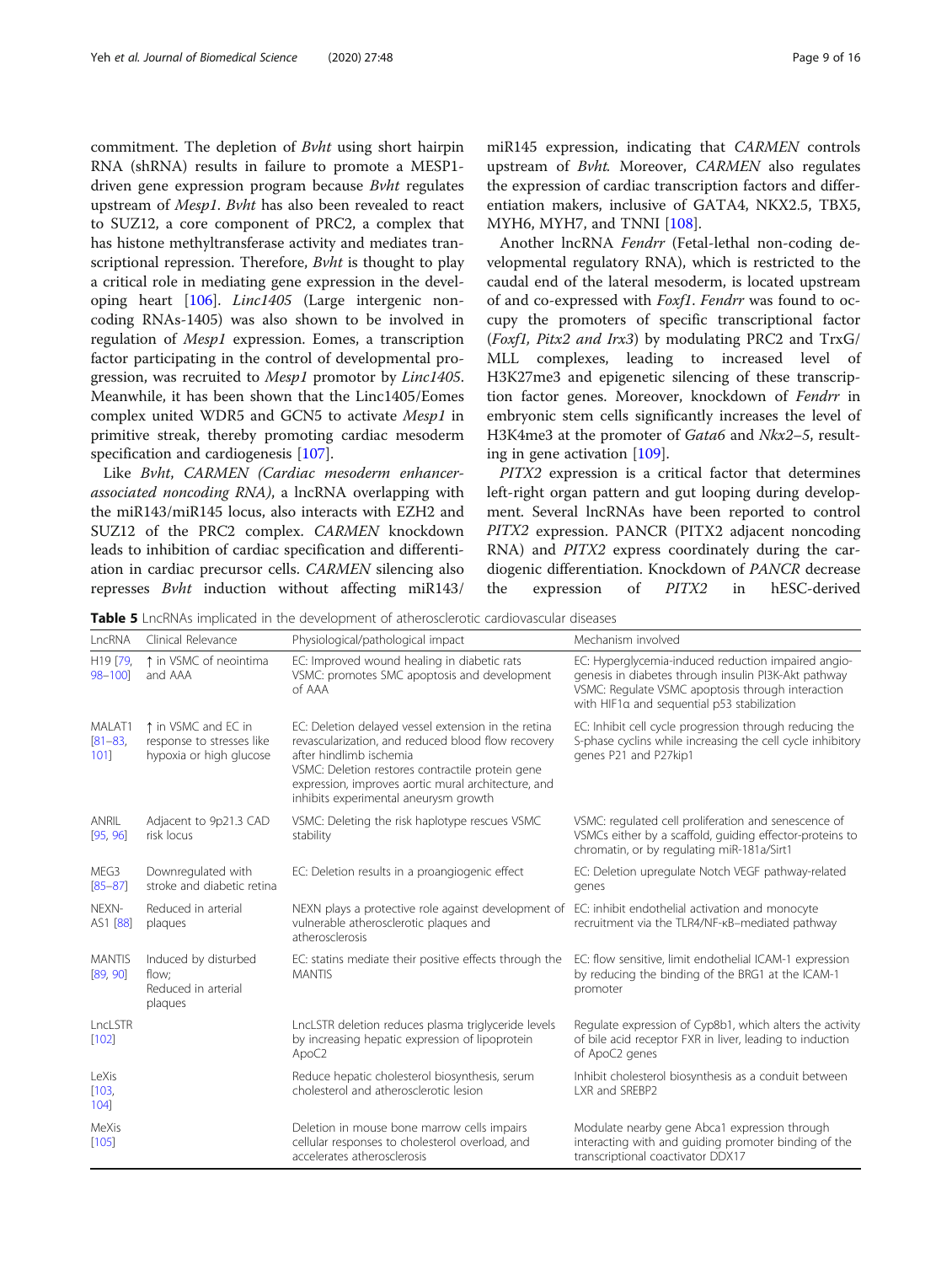commitment. The depletion of *Bvht* using short hairpin RNA (shRNA) results in failure to promote a MESP1-driven gene expression program because *Bvht* regulates upstream of *Mesp1*. *Bvht* has also been revealed to react to SUZ12, a core component of PRC2, a complex that has histone methyltransferase activity and mediates transcriptional repression. Therefore, *Bvht* is thought to play a critical role in mediating gene expression in the developing heart [106]. *Linc1405* (Large intergenic non-coding RNAs-1405) was also shown to be involved in regulation of *Mesp1* expression. Eomes, a transcription factor participating in the control of developmental progression, was recruited to *Mesp1* promotor by *Linc1405*. Meanwhile, it has been shown that the Linc1405/Eomes complex united WDR5 and GCN5 to activate *Mesp1* in primitive streak, thereby promoting cardiac mesoderm specification and cardiogenesis [107].

Like *Bvht*, *CARMEN (Cardiac mesoderm enhancer-associated noncoding RNA)*, a lncRNA overlapping with the miR143/miR145 locus, also interacts with EZH2 and SUZ12 of the PRC2 complex. *CARMEN* knockdown leads to inhibition of cardiac specification and differentiation in cardiac precursor cells. *CARMEN* silencing also represses *Bvht* induction without affecting miR143/miR145 expression, indicating that *CARMEN* controls upstream of *Bvht*. Moreover, *CARMEN* also regulates the expression of cardiac transcription factors and differentiation makers, inclusive of GATA4, NKX2.5, TBX5, MYH6, MYH7, and TNNI [108].

Another lncRNA *Fendrr* (Fetal-lethal non-coding developmental regulatory RNA), which is restricted to the caudal end of the lateral mesoderm, is located upstream of and co-expressed with *Foxf1*. *Fendrr* was found to occupy the promoters of specific transcriptional factor (*Foxf1, Pitx2 and Irx3*) by modulating PRC2 and TrxG/MLL complexes, leading to increased level of H3K27me3 and epigenetic silencing of these transcription factor genes. Moreover, knockdown of *Fendrr* in embryonic stem cells significantly increases the level of H3K4me3 at the promoter of *Gata6* and *Nkx2–5*, resulting in gene activation [109].

*PITX2* expression is a critical factor that determines left-right organ pattern and gut looping during development. Several lncRNAs have been reported to control *PITX2* expression. PANCR (PITX2 adjacent noncoding RNA) and *PITX2* express coordinately during the cardiogenic differentiation. Knockdown of *PANCR* decrease the expression of *PITX2* in hESC-derived

**Table 5** LncRNAs implicated in the development of atherosclerotic cardiovascular diseases

| LncRNA | Clinical Relevance | Physiological/pathological impact | Mechanism involved |
|---|---|---|---|
| H19 [79, 98–100] | ↑ in VSMC of neointima and AAA | EC: Improved wound healing in diabetic rats<br>VSMC: promotes SMC apoptosis and development of AAA | EC: Hyperglycemia-induced reduction impaired angiogenesis in diabetes through insulin PI3K-Akt pathway<br>VSMC: Regulate VSMC apoptosis through interaction with HIF1α and sequential p53 stabilization |
| MALAT1 [81–83, 101] | ↑ in VSMC and EC in response to stresses like hypoxia or high glucose | EC: Deletion delayed vessel extension in the retina revascularization, and reduced blood flow recovery after hindlimb ischemia<br>VSMC: Deletion restores contractile protein gene expression, improves aortic mural architecture, and inhibits experimental aneurysm growth | EC: Inhibit cell cycle progression through reducing the S-phase cyclins while increasing the cell cycle inhibitory genes P21 and P27kip1 |
| ANRIL [95, 96] | Adjacent to 9p21.3 CAD risk locus | VSMC: Deleting the risk haplotype rescues VSMC stability | VSMC: regulated cell proliferation and senescence of VSMCs either by a scaffold, guiding effector-proteins to chromatin, or by regulating miR-181a/Sirt1 |
| MEG3 [85–87] | Downregulated with stroke and diabetic retina | EC: Deletion results in a proangiogenic effect | EC: Deletion upregulate Notch VEGF pathway-related genes |
| NEXN-AS1 [88] | Reduced in arterial plaques | NEXN plays a protective role against development of vulnerable atherosclerotic plaques and atherosclerosis | EC: inhibit endothelial activation and monocyte recruitment via the TLR4/NF-κB–mediated pathway |
| MANTIS [89, 90] | Induced by disturbed flow;<br>Reduced in arterial plaques | EC: statins mediate their positive effects through the MANTIS | EC: flow sensitive, limit endothelial ICAM-1 expression by reducing the binding of the BRG1 at the ICAM-1 promoter |
| LncLSTR [102] | | LncLSTR deletion reduces plasma triglyceride levels by increasing hepatic expression of lipoprotein ApoC2 | Regulate expression of Cyp8b1, which alters the activity of bile acid receptor FXR in liver, leading to induction of ApoC2 genes |
| LeXis [103, 104] | | Reduce hepatic cholesterol biosynthesis, serum cholesterol and atherosclerotic lesion | Inhibit cholesterol biosynthesis as a conduit between LXR and SREBP2 |
| MeXis [105] | | Deletion in mouse bone marrow cells impairs cellular responses to cholesterol overload, and accelerates atherosclerosis | Modulate nearby gene Abca1 expression through interacting with and guiding promoter binding of the transcriptional coactivator DDX17 |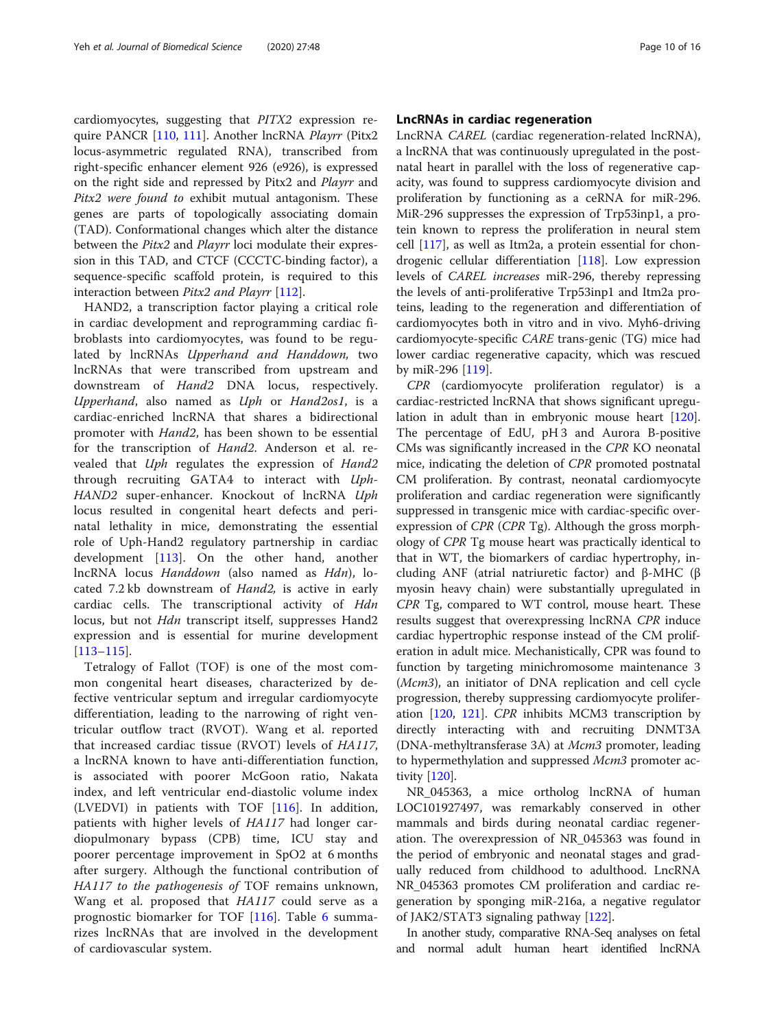cardiomyocytes, suggesting that *PITX2* expression require PANCR [110, 111]. Another lncRNA *Playrr* (Pitx2 locus-asymmetric regulated RNA), transcribed from right-specific enhancer element 926 (e926), is expressed on the right side and repressed by Pitx2 and *Playrr* and *Pitx2 were found to* exhibit mutual antagonism. These genes are parts of topologically associating domain (TAD). Conformational changes which alter the distance between the *Pitx2* and *Playrr* loci modulate their expression in this TAD, and CTCF (CCCTC-binding factor), a sequence-specific scaffold protein, is required to this interaction between *Pitx2 and Playrr* [112].

HAND2, a transcription factor playing a critical role in cardiac development and reprogramming cardiac fibroblasts into cardiomyocytes, was found to be regulated by lncRNAs *Upperhand and Handdown,* two lncRNAs that were transcribed from upstream and downstream of *Hand2* DNA locus, respectively. *Upperhand*, also named as *Uph* or *Hand2os1*, is a cardiac-enriched lncRNA that shares a bidirectional promoter with *Hand2*, has been shown to be essential for the transcription of *Hand2*. Anderson et al. revealed that *Uph* regulates the expression of *Hand2* through recruiting GATA4 to interact with *Uph-HAND2* super-enhancer. Knockout of lncRNA *Uph* locus resulted in congenital heart defects and perinatal lethality in mice, demonstrating the essential role of Uph-Hand2 regulatory partnership in cardiac development [113]. On the other hand, another lncRNA locus *Handdown* (also named as *Hdn*), located 7.2 kb downstream of *Hand2,* is active in early cardiac cells. The transcriptional activity of *Hdn* locus, but not *Hdn* transcript itself, suppresses Hand2 expression and is essential for murine development [113–115].

Tetralogy of Fallot (TOF) is one of the most common congenital heart diseases, characterized by defective ventricular septum and irregular cardiomyocyte differentiation, leading to the narrowing of right ventricular outflow tract (RVOT). Wang et al. reported that increased cardiac tissue (RVOT) levels of *HA117*, a lncRNA known to have anti-differentiation function, is associated with poorer McGoon ratio, Nakata index, and left ventricular end-diastolic volume index (LVEDVI) in patients with TOF [116]. In addition, patients with higher levels of *HA117* had longer cardiopulmonary bypass (CPB) time, ICU stay and poorer percentage improvement in SpO2 at 6 months after surgery. Although the functional contribution of *HA117 to the pathogenesis of* TOF remains unknown, Wang et al. proposed that *HA117* could serve as a prognostic biomarker for TOF [116]. Table 6 summarizes lncRNAs that are involved in the development of cardiovascular system.

## LncRNAs in cardiac regeneration

LncRNA *CAREL* (cardiac regeneration-related lncRNA), a lncRNA that was continuously upregulated in the postnatal heart in parallel with the loss of regenerative capacity, was found to suppress cardiomyocyte division and proliferation by functioning as a ceRNA for miR-296. MiR-296 suppresses the expression of Trp53inp1, a protein known to repress the proliferation in neural stem cell [117], as well as Itm2a, a protein essential for chondrogenic cellular differentiation [118]. Low expression levels of *CAREL increases* miR-296, thereby repressing the levels of anti-proliferative Trp53inp1 and Itm2a proteins, leading to the regeneration and differentiation of cardiomyocytes both in vitro and in vivo. Myh6-driving cardiomyocyte-specific *CARE* trans-genic (TG) mice had lower cardiac regenerative capacity, which was rescued by miR-296 [119].

*CPR* (cardiomyocyte proliferation regulator) is a cardiac-restricted lncRNA that shows significant upregulation in adult than in embryonic mouse heart [120]. The percentage of EdU, pH 3 and Aurora B-positive CMs was significantly increased in the *CPR* KO neonatal mice, indicating the deletion of *CPR* promoted postnatal CM proliferation. By contrast, neonatal cardiomyocyte proliferation and cardiac regeneration were significantly suppressed in transgenic mice with cardiac-specific overexpression of *CPR* (*CPR* Tg). Although the gross morphology of *CPR* Tg mouse heart was practically identical to that in WT, the biomarkers of cardiac hypertrophy, including ANF (atrial natriuretic factor) and β-MHC (β myosin heavy chain) were substantially upregulated in *CPR* Tg, compared to WT control, mouse heart. These results suggest that overexpressing lncRNA *CPR* induce cardiac hypertrophic response instead of the CM proliferation in adult mice. Mechanistically, CPR was found to function by targeting minichromosome maintenance 3 (*Mcm3*), an initiator of DNA replication and cell cycle progression, thereby suppressing cardiomyocyte proliferation [120, 121]. *CPR* inhibits MCM3 transcription by directly interacting with and recruiting DNMT3A (DNA-methyltransferase 3A) at *Mcm3* promoter, leading to hypermethylation and suppressed *Mcm3* promoter activity [120].

NR_045363, a mice ortholog lncRNA of human LOC101927497, was remarkably conserved in other mammals and birds during neonatal cardiac regeneration. The overexpression of NR_045363 was found in the period of embryonic and neonatal stages and gradually reduced from childhood to adulthood. LncRNA NR_045363 promotes CM proliferation and cardiac regeneration by sponging miR-216a, a negative regulator of JAK2/STAT3 signaling pathway [122].

In another study, comparative RNA-Seq analyses on fetal and normal adult human heart identified lncRNA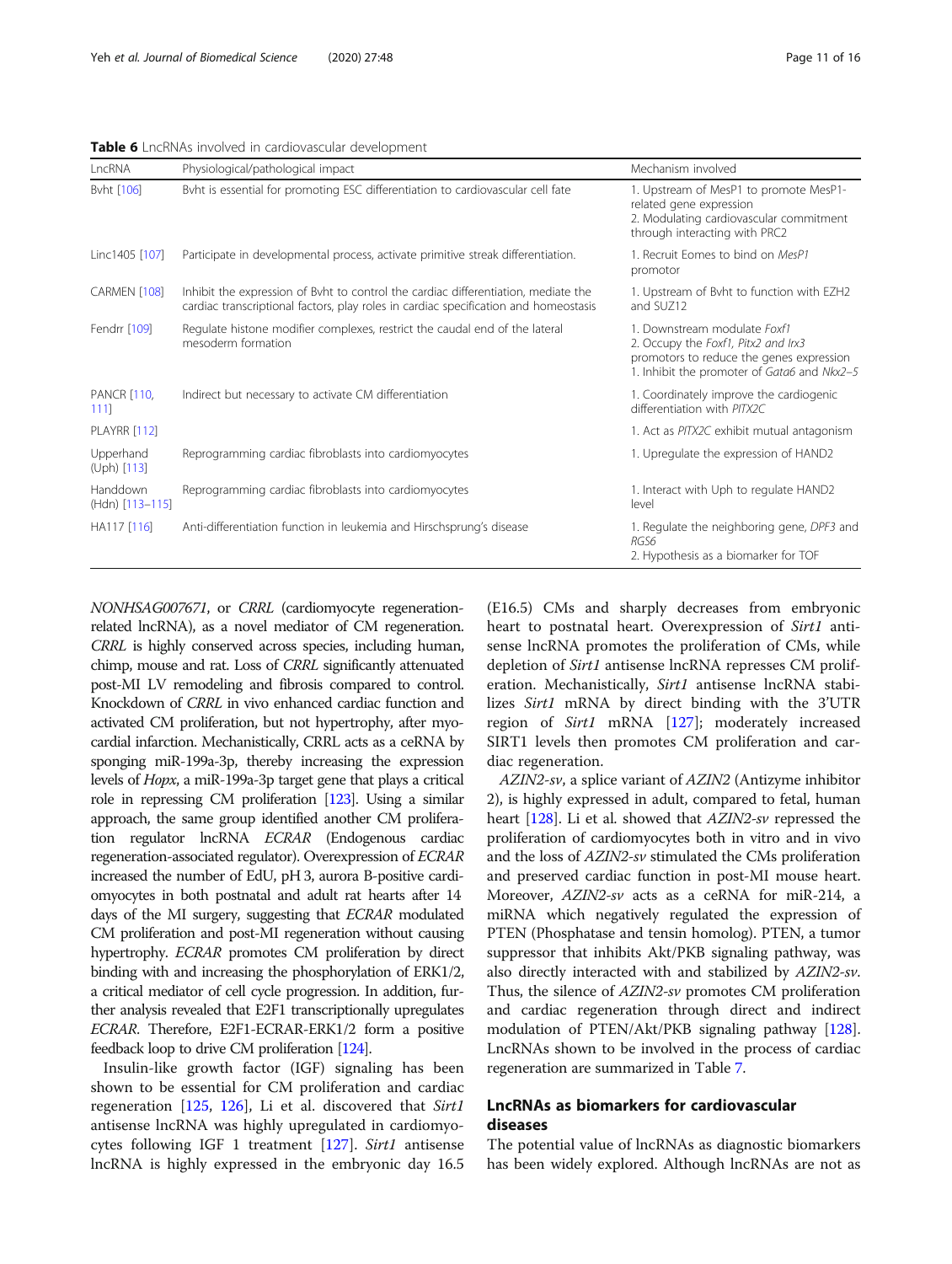**Table 6** LncRNAs involved in cardiovascular development

| LncRNA | Physiological/pathological impact | Mechanism involved |
| --- | --- | --- |
| Bvht [106] | Bvht is essential for promoting ESC differentiation to cardiovascular cell fate | 1. Upstream of MesP1 to promote MesP1-related gene expression<br>2. Modulating cardiovascular commitment through interacting with PRC2 |
| Linc1405 [107] | Participate in developmental process, activate primitive streak differentiation. | 1. Recruit Eomes to bind on *MesP1* promotor |
| CARMEN [108] | Inhibit the expression of Bvht to control the cardiac differentiation, mediate the cardiac transcriptional factors, play roles in cardiac specification and homeostasis | 1. Upstream of Bvht to function with EZH2 and SUZ12 |
| Fendrr [109] | Regulate histone modifier complexes, restrict the caudal end of the lateral mesoderm formation | 1. Downstream modulate *Foxf1*<br>2. Occupy the *Foxf1, Pitx2 and Irx3* promotors to reduce the genes expression<br>1. Inhibit the promoter of *Gata6* and *Nkx2–5* |
| PANCR [110, 111] | Indirect but necessary to activate CM differentiation | 1. Coordinately improve the cardiogenic differentiation with *PITX2C* |
| PLAYRR [112] | | 1. Act as *PITX2C* exhibit mutual antagonism |
| Upperhand (Uph) [113] | Reprogramming cardiac fibroblasts into cardiomyocytes | 1. Upregulate the expression of HAND2 |
| Handdown (Hdn) [113–115] | Reprogramming cardiac fibroblasts into cardiomyocytes | 1. Interact with Uph to regulate HAND2 level |
| HA117 [116] | Anti-differentiation function in leukemia and Hirschsprung's disease | 1. Regulate the neighboring gene, *DPF3* and *RGS6*<br>2. Hypothesis as a biomarker for TOF |

*NONHSAG007671*, or *CRRL* (cardiomyocyte regeneration-related lncRNA), as a novel mediator of CM regeneration. *CRRL* is highly conserved across species, including human, chimp, mouse and rat. Loss of *CRRL* significantly attenuated post-MI LV remodeling and fibrosis compared to control. Knockdown of *CRRL* in vivo enhanced cardiac function and activated CM proliferation, but not hypertrophy, after myocardial infarction. Mechanistically, CRRL acts as a ceRNA by sponging miR-199a-3p, thereby increasing the expression levels of *Hopx*, a miR-199a-3p target gene that plays a critical role in repressing CM proliferation [123]. Using a similar approach, the same group identified another CM proliferation regulator lncRNA *ECRAR* (Endogenous cardiac regeneration-associated regulator). Overexpression of *ECRAR* increased the number of EdU, pH 3, aurora B-positive cardiomyocytes in both postnatal and adult rat hearts after 14 days of the MI surgery, suggesting that *ECRAR* modulated CM proliferation and post-MI regeneration without causing hypertrophy. *ECRAR* promotes CM proliferation by direct binding with and increasing the phosphorylation of ERK1/2, a critical mediator of cell cycle progression. In addition, further analysis revealed that E2F1 transcriptionally upregulates *ECRAR*. Therefore, E2F1-ECRAR-ERK1/2 form a positive feedback loop to drive CM proliferation [124].

Insulin-like growth factor (IGF) signaling has been shown to be essential for CM proliferation and cardiac regeneration [125, 126], Li et al. discovered that *Sirt1* antisense lncRNA was highly upregulated in cardiomyocytes following IGF 1 treatment [127]. *Sirt1* antisense lncRNA is highly expressed in the embryonic day 16.5 (E16.5) CMs and sharply decreases from embryonic heart to postnatal heart. Overexpression of *Sirt1* antisense lncRNA promotes the proliferation of CMs, while depletion of *Sirt1* antisense lncRNA represses CM proliferation. Mechanistically, *Sirt1* antisense lncRNA stabilizes *Sirt1* mRNA by direct binding with the 3'UTR region of *Sirt1* mRNA [127]; moderately increased SIRT1 levels then promotes CM proliferation and cardiac regeneration.

*AZIN2-sv*, a splice variant of *AZIN2* (Antizyme inhibitor 2), is highly expressed in adult, compared to fetal, human heart [128]. Li et al. showed that *AZIN2-sv* repressed the proliferation of cardiomyocytes both in vitro and in vivo and the loss of *AZIN2-sv* stimulated the CMs proliferation and preserved cardiac function in post-MI mouse heart. Moreover, *AZIN2-sv* acts as a ceRNA for miR-214, a miRNA which negatively regulated the expression of PTEN (Phosphatase and tensin homolog). PTEN, a tumor suppressor that inhibits Akt/PKB signaling pathway, was also directly interacted with and stabilized by *AZIN2-sv*. Thus, the silence of *AZIN2-sv* promotes CM proliferation and cardiac regeneration through direct and indirect modulation of PTEN/Akt/PKB signaling pathway [128]. LncRNAs shown to be involved in the process of cardiac regeneration are summarized in Table 7.

## LncRNAs as biomarkers for cardiovascular diseases

The potential value of lncRNAs as diagnostic biomarkers has been widely explored. Although lncRNAs are not as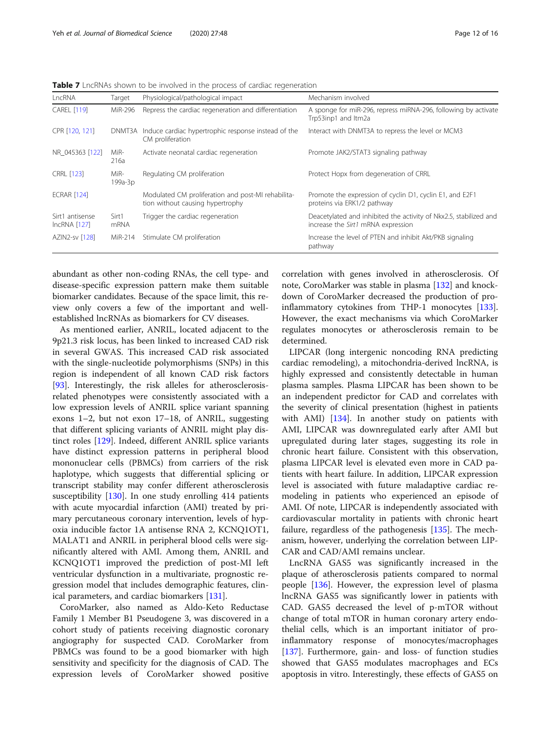**Table 7** LncRNAs shown to be involved in the process of cardiac regeneration

| LncRNA | Target | Physiological/pathological impact | Mechanism involved |
|---|---|---|---|
| CAREL [119] | MiR-296 | Repress the cardiac regeneration and differentiation | A sponge for miR-296, repress miRNA-296, following by activate Trp53inp1 and Itm2a |
| CPR [120, 121] | DNMT3A | Induce cardiac hypertrophic response instead of the CM proliferation | Interact with DNMT3A to repress the level or MCM3 |
| NR_045363 [122] | MiR-216a | Activate neonatal cardiac regeneration | Promote JAK2/STAT3 signaling pathway |
| CRRL [123] | MiR-199a-3p | Regulating CM proliferation | Protect Hopx from degeneration of CRRL |
| ECRAR [124] | | Modulated CM proliferation and post-MI rehabilitation without causing hypertrophy | Promote the expression of cyclin D1, cyclin E1, and E2F1 proteins via ERK1/2 pathway |
| Sirt1 antisense lncRNA [127] | Sirt1 mRNA | Trigger the cardiac regeneration | Deacetylated and inhibited the activity of Nkx2.5, stabilized and increase the *Sirt1* mRNA expression |
| AZIN2-sv [128] | MiR-214 | Stimulate CM proliferation | Increase the level of PTEN and inhibit Akt/PKB signaling pathway |

abundant as other non-coding RNAs, the cell type- and disease-specific expression pattern make them suitable biomarker candidates. Because of the space limit, this review only covers a few of the important and well-established lncRNAs as biomarkers for CV diseases.

As mentioned earlier, ANRIL, located adjacent to the 9p21.3 risk locus, has been linked to increased CAD risk in several GWAS. This increased CAD risk associated with the single-nucleotide polymorphisms (SNPs) in this region is independent of all known CAD risk factors [93]. Interestingly, the risk alleles for atherosclerosis-related phenotypes were consistently associated with a low expression levels of ANRIL splice variant spanning exons 1–2, but not exon 17–18, of ANRIL, suggesting that different splicing variants of ANRIL might play distinct roles [129]. Indeed, different ANRIL splice variants have distinct expression patterns in peripheral blood mononuclear cells (PBMCs) from carriers of the risk haplotype, which suggests that differential splicing or transcript stability may confer different atherosclerosis susceptibility [130]. In one study enrolling 414 patients with acute myocardial infarction (AMI) treated by primary percutaneous coronary intervention, levels of hypoxia inducible factor 1A antisense RNA 2, KCNQ1OT1, MALAT1 and ANRIL in peripheral blood cells were significantly altered with AMI. Among them, ANRIL and KCNQ1OT1 improved the prediction of post-MI left ventricular dysfunction in a multivariate, prognostic regression model that includes demographic features, clinical parameters, and cardiac biomarkers [131].

CoroMarker, also named as Aldo-Keto Reductase Family 1 Member B1 Pseudogene 3, was discovered in a cohort study of patients receiving diagnostic coronary angiography for suspected CAD. CoroMarker from PBMCs was found to be a good biomarker with high sensitivity and specificity for the diagnosis of CAD. The expression levels of CoroMarker showed positive correlation with genes involved in atherosclerosis. Of note, CoroMarker was stable in plasma [132] and knockdown of CoroMarker decreased the production of pro-inflammatory cytokines from THP-1 monocytes [133]. However, the exact mechanisms via which CoroMarker regulates monocytes or atherosclerosis remain to be determined.

LIPCAR (long intergenic noncoding RNA predicting cardiac remodeling), a mitochondria-derived lncRNA, is highly expressed and consistently detectable in human plasma samples. Plasma LIPCAR has been shown to be an independent predictor for CAD and correlates with the severity of clinical presentation (highest in patients with AMI) [134]. In another study on patients with AMI, LIPCAR was downregulated early after AMI but upregulated during later stages, suggesting its role in chronic heart failure. Consistent with this observation, plasma LIPCAR level is elevated even more in CAD patients with heart failure. In addition, LIPCAR expression level is associated with future maladaptive cardiac remodeling in patients who experienced an episode of AMI. Of note, LIPCAR is independently associated with cardiovascular mortality in patients with chronic heart failure, regardless of the pathogenesis [135]. The mechanism, however, underlying the correlation between LIPCAR and CAD/AMI remains unclear.

LncRNA GAS5 was significantly increased in the plaque of atherosclerosis patients compared to normal people [136]. However, the expression level of plasma lncRNA GAS5 was significantly lower in patients with CAD. GAS5 decreased the level of p-mTOR without change of total mTOR in human coronary artery endothelial cells, which is an important initiator of pro-inflammatory response of monocytes/macrophages [137]. Furthermore, gain- and loss- of function studies showed that GAS5 modulates macrophages and ECs apoptosis in vitro. Interestingly, these effects of GAS5 on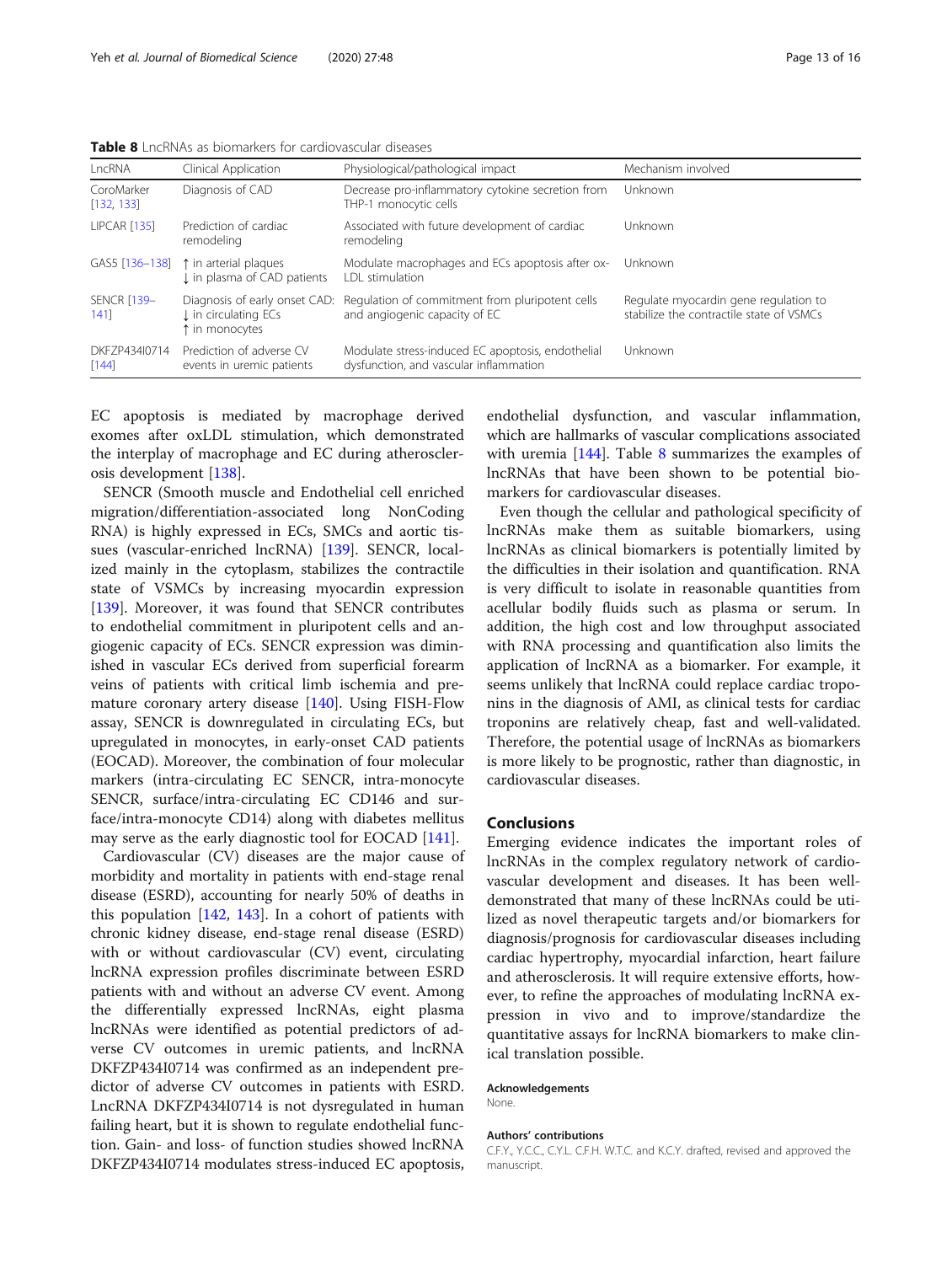**Table 8** LncRNAs as biomarkers for cardiovascular diseases

| LncRNA | Clinical Application | Physiological/pathological impact | Mechanism involved |
|---|---|---|---|
| CoroMarker [132, 133] | Diagnosis of CAD | Decrease pro-inflammatory cytokine secretion from THP-1 monocytic cells | Unknown |
| LIPCAR [135] | Prediction of cardiac remodeling | Associated with future development of cardiac remodeling | Unknown |
| GAS5 [136–138] | ↑ in arterial plaques<br>↓ in plasma of CAD patients | Modulate macrophages and ECs apoptosis after ox-LDL stimulation | Unknown |
| SENCR [139–141] | Diagnosis of early onset CAD:<br>↓ in circulating ECs<br>↑ in monocytes | Regulation of commitment from pluripotent cells and angiogenic capacity of EC | Regulate myocardin gene regulation to stabilize the contractile state of VSMCs |
| DKFZP434I0714 [144] | Prediction of adverse CV events in uremic patients | Modulate stress-induced EC apoptosis, endothelial dysfunction, and vascular inflammation | Unknown |

EC apoptosis is mediated by macrophage derived exomes after oxLDL stimulation, which demonstrated the interplay of macrophage and EC during atherosclerosis development [138].

SENCR (Smooth muscle and Endothelial cell enriched migration/differentiation-associated long NonCoding RNA) is highly expressed in ECs, SMCs and aortic tissues (vascular-enriched lncRNA) [139]. SENCR, localized mainly in the cytoplasm, stabilizes the contractile state of VSMCs by increasing myocardin expression [139]. Moreover, it was found that SENCR contributes to endothelial commitment in pluripotent cells and angiogenic capacity of ECs. SENCR expression was diminished in vascular ECs derived from superficial forearm veins of patients with critical limb ischemia and premature coronary artery disease [140]. Using FISH-Flow assay, SENCR is downregulated in circulating ECs, but upregulated in monocytes, in early-onset CAD patients (EOCAD). Moreover, the combination of four molecular markers (intra-circulating EC SENCR, intra-monocyte SENCR, surface/intra-circulating EC CD146 and surface/intra-monocyte CD14) along with diabetes mellitus may serve as the early diagnostic tool for EOCAD [141].

Cardiovascular (CV) diseases are the major cause of morbidity and mortality in patients with end-stage renal disease (ESRD), accounting for nearly 50% of deaths in this population [142, 143]. In a cohort of patients with chronic kidney disease, end-stage renal disease (ESRD) with or without cardiovascular (CV) event, circulating lncRNA expression profiles discriminate between ESRD patients with and without an adverse CV event. Among the differentially expressed lncRNAs, eight plasma lncRNAs were identified as potential predictors of adverse CV outcomes in uremic patients, and lncRNA DKFZP434I0714 was confirmed as an independent predictor of adverse CV outcomes in patients with ESRD. LncRNA DKFZP434I0714 is not dysregulated in human failing heart, but it is shown to regulate endothelial function. Gain- and loss- of function studies showed lncRNA DKFZP434I0714 modulates stress-induced EC apoptosis, endothelial dysfunction, and vascular inflammation, which are hallmarks of vascular complications associated with uremia [144]. Table 8 summarizes the examples of lncRNAs that have been shown to be potential biomarkers for cardiovascular diseases.

Even though the cellular and pathological specificity of lncRNAs make them as suitable biomarkers, using lncRNAs as clinical biomarkers is potentially limited by the difficulties in their isolation and quantification. RNA is very difficult to isolate in reasonable quantities from acellular bodily fluids such as plasma or serum. In addition, the high cost and low throughput associated with RNA processing and quantification also limits the application of lncRNA as a biomarker. For example, it seems unlikely that lncRNA could replace cardiac troponins in the diagnosis of AMI, as clinical tests for cardiac troponins are relatively cheap, fast and well-validated. Therefore, the potential usage of lncRNAs as biomarkers is more likely to be prognostic, rather than diagnostic, in cardiovascular diseases.

## Conclusions

Emerging evidence indicates the important roles of lncRNAs in the complex regulatory network of cardiovascular development and diseases. It has been well-demonstrated that many of these lncRNAs could be utilized as novel therapeutic targets and/or biomarkers for diagnosis/prognosis for cardiovascular diseases including cardiac hypertrophy, myocardial infarction, heart failure and atherosclerosis. It will require extensive efforts, however, to refine the approaches of modulating lncRNA expression in vivo and to improve/standardize the quantitative assays for lncRNA biomarkers to make clinical translation possible.

#### Acknowledgements

None.

#### Authors' contributions

C.F.Y., Y.C.C., C.Y.L. C.F.H. W.T.C. and K.C.Y. drafted, revised and approved the manuscript.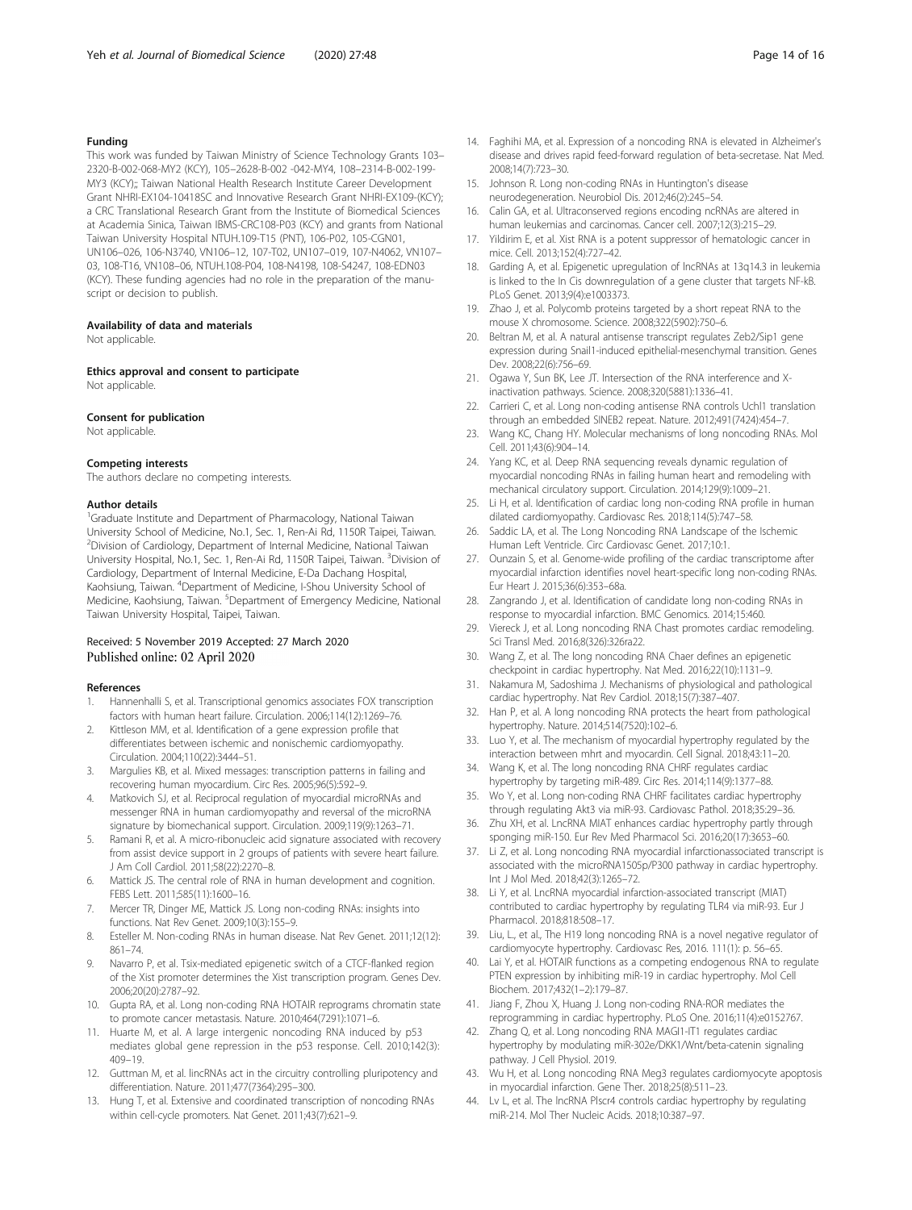#### Funding

This work was funded by Taiwan Ministry of Science Technology Grants 103–2320-B-002-068-MY2 (KCY), 105–2628-B-002 -042-MY4, 108–2314-B-002-199-MY3 (KCY);; Taiwan National Health Research Institute Career Development Grant NHRI-EX104-10418SC and Innovative Research Grant NHRI-EX109-(KCY); a CRC Translational Research Grant from the Institute of Biomedical Sciences at Academia Sinica, Taiwan IBMS-CRC108-P03 (KCY) and grants from National Taiwan University Hospital NTUH.109-T15 (PNT), 106-P02, 105-CGN01, UN106–026, 106-N3740, VN106–12, 107-T02, UN107–019, 107-N4062, VN107–03, 108-T16, VN108–06, NTUH.108-P04, 108-N4198, 108-S4247, 108-EDN03 (KCY). These funding agencies had no role in the preparation of the manuscript or decision to publish.

#### Availability of data and materials

Not applicable.

#### Ethics approval and consent to participate

Not applicable.

#### Consent for publication

Not applicable.

#### Competing interests

The authors declare no competing interests.

#### Author details

[1]Graduate Institute and Department of Pharmacology, National Taiwan University School of Medicine, No.1, Sec. 1, Ren-Ai Rd, 1150R Taipei, Taiwan. [2]Division of Cardiology, Department of Internal Medicine, National Taiwan University Hospital, No.1, Sec. 1, Ren-Ai Rd, 1150R Taipei, Taiwan. [3]Division of Cardiology, Department of Internal Medicine, E-Da Dachang Hospital, Kaohsiung, Taiwan. [4]Department of Medicine, I-Shou University School of Medicine, Kaohsiung, Taiwan. [5]Department of Emergency Medicine, National Taiwan University Hospital, Taipei, Taiwan.

Received: 5 November 2019 Accepted: 27 March 2020
Published online: 02 April 2020

#### References

1. Hannenhalli S, et al. Transcriptional genomics associates FOX transcription factors with human heart failure. Circulation. 2006;114(12):1269–76.
2. Kittleson MM, et al. Identification of a gene expression profile that differentiates between ischemic and nonischemic cardiomyopathy. Circulation. 2004;110(22):3444–51.
3. Margulies KB, et al. Mixed messages: transcription patterns in failing and recovering human myocardium. Circ Res. 2005;96(5):592–9.
4. Matkovich SJ, et al. Reciprocal regulation of myocardial microRNAs and messenger RNA in human cardiomyopathy and reversal of the microRNA signature by biomechanical support. Circulation. 2009;119(9):1263–71.
5. Ramani R, et al. A micro-ribonucleic acid signature associated with recovery from assist device support in 2 groups of patients with severe heart failure. J Am Coll Cardiol. 2011;58(22):2270–8.
6. Mattick JS. The central role of RNA in human development and cognition. FEBS Lett. 2011;585(11):1600–16.
7. Mercer TR, Dinger ME, Mattick JS. Long non-coding RNAs: insights into functions. Nat Rev Genet. 2009;10(3):155–9.
8. Esteller M. Non-coding RNAs in human disease. Nat Rev Genet. 2011;12(12): 861–74.
9. Navarro P, et al. Tsix-mediated epigenetic switch of a CTCF-flanked region of the Xist promoter determines the Xist transcription program. Genes Dev. 2006;20(20):2787–92.
10. Gupta RA, et al. Long non-coding RNA HOTAIR reprograms chromatin state to promote cancer metastasis. Nature. 2010;464(7291):1071–6.
11. Huarte M, et al. A large intergenic noncoding RNA induced by p53 mediates global gene repression in the p53 response. Cell. 2010;142(3): 409–19.
12. Guttman M, et al. lincRNAs act in the circuitry controlling pluripotency and differentiation. Nature. 2011;477(7364):295–300.
13. Hung T, et al. Extensive and coordinated transcription of noncoding RNAs within cell-cycle promoters. Nat Genet. 2011;43(7):621–9.
14. Faghihi MA, et al. Expression of a noncoding RNA is elevated in Alzheimer's disease and drives rapid feed-forward regulation of beta-secretase. Nat Med. 2008;14(7):723–30.
15. Johnson R. Long non-coding RNAs in Huntington's disease neurodegeneration. Neurobiol Dis. 2012;46(2):245–54.
16. Calin GA, et al. Ultraconserved regions encoding ncRNAs are altered in human leukemias and carcinomas. Cancer cell. 2007;12(3):215–29.
17. Yildirim E, et al. Xist RNA is a potent suppressor of hematologic cancer in mice. Cell. 2013;152(4):727–42.
18. Garding A, et al. Epigenetic upregulation of lncRNAs at 13q14.3 in leukemia is linked to the In Cis downregulation of a gene cluster that targets NF-kB. PLoS Genet. 2013;9(4):e1003373.
19. Zhao J, et al. Polycomb proteins targeted by a short repeat RNA to the mouse X chromosome. Science. 2008;322(5902):750–6.
20. Beltran M, et al. A natural antisense transcript regulates Zeb2/Sip1 gene expression during Snail1-induced epithelial-mesenchymal transition. Genes Dev. 2008;22(6):756–69.
21. Ogawa Y, Sun BK, Lee JT. Intersection of the RNA interference and X-inactivation pathways. Science. 2008;320(5881):1336–41.
22. Carrieri C, et al. Long non-coding antisense RNA controls Uchl1 translation through an embedded SINEB2 repeat. Nature. 2012;491(7424):454–7.
23. Wang KC, Chang HY. Molecular mechanisms of long noncoding RNAs. Mol Cell. 2011;43(6):904–14.
24. Yang KC, et al. Deep RNA sequencing reveals dynamic regulation of myocardial noncoding RNAs in failing human heart and remodeling with mechanical circulatory support. Circulation. 2014;129(9):1009–21.
25. Li H, et al. Identification of cardiac long non-coding RNA profile in human dilated cardiomyopathy. Cardiovasc Res. 2018;114(5):747–58.
26. Saddic LA, et al. The Long Noncoding RNA Landscape of the Ischemic Human Left Ventricle. Circ Cardiovasc Genet. 2017;10:1.
27. Ounzain S, et al. Genome-wide profiling of the cardiac transcriptome after myocardial infarction identifies novel heart-specific long non-coding RNAs. Eur Heart J. 2015;36(6):353–68a.
28. Zangrando J, et al. Identification of candidate long non-coding RNAs in response to myocardial infarction. BMC Genomics. 2014;15:460.
29. Viereck J, et al. Long noncoding RNA Chast promotes cardiac remodeling. Sci Transl Med. 2016;8(326):326ra22.
30. Wang Z, et al. The long noncoding RNA Chaer defines an epigenetic checkpoint in cardiac hypertrophy. Nat Med. 2016;22(10):1131–9.
31. Nakamura M, Sadoshima J. Mechanisms of physiological and pathological cardiac hypertrophy. Nat Rev Cardiol. 2018;15(7):387–407.
32. Han P, et al. A long noncoding RNA protects the heart from pathological hypertrophy. Nature. 2014;514(7520):102–6.
33. Luo Y, et al. The mechanism of myocardial hypertrophy regulated by the interaction between mhrt and myocardin. Cell Signal. 2018;43:11–20.
34. Wang K, et al. The long noncoding RNA CHRF regulates cardiac hypertrophy by targeting miR-489. Circ Res. 2014;114(9):1377–88.
35. Wo Y, et al. Long non-coding RNA CHRF facilitates cardiac hypertrophy through regulating Akt3 via miR-93. Cardiovasc Pathol. 2018;35:29–36.
36. Zhu XH, et al. LncRNA MIAT enhances cardiac hypertrophy partly through sponging miR-150. Eur Rev Med Pharmacol Sci. 2016;20(17):3653–60.
37. Li Z, et al. Long noncoding RNA myocardial infarctionassociated transcript is associated with the microRNA150​5p/P300 pathway in cardiac hypertrophy. Int J Mol Med. 2018;42(3):1265–72.
38. Li Y, et al. LncRNA myocardial infarction-associated transcript (MIAT) contributed to cardiac hypertrophy by regulating TLR4 via miR-93. Eur J Pharmacol. 2018;818:508–17.
39. Liu, L., et al., The H19 long noncoding RNA is a novel negative regulator of cardiomyocyte hypertrophy. Cardiovasc Res, 2016. 111(1): p. 56–65.
40. Lai Y, et al. HOTAIR functions as a competing endogenous RNA to regulate PTEN expression by inhibiting miR-19 in cardiac hypertrophy. Mol Cell Biochem. 2017;432(1–2):179–87.
41. Jiang F, Zhou X, Huang J. Long non-coding RNA-ROR mediates the reprogramming in cardiac hypertrophy. PLoS One. 2016;11(4):e0152767.
42. Zhang Q, et al. Long noncoding RNA MAGI1-IT1 regulates cardiac hypertrophy by modulating miR-302e/DKK1/Wnt/beta-catenin signaling pathway. J Cell Physiol. 2019.
43. Wu H, et al. Long noncoding RNA Meg3 regulates cardiomyocyte apoptosis in myocardial infarction. Gene Ther. 2018;25(8):511–23.
44. Lv L, et al. The lncRNA Plscr4 controls cardiac hypertrophy by regulating miR-214. Mol Ther Nucleic Acids. 2018;10:387–97.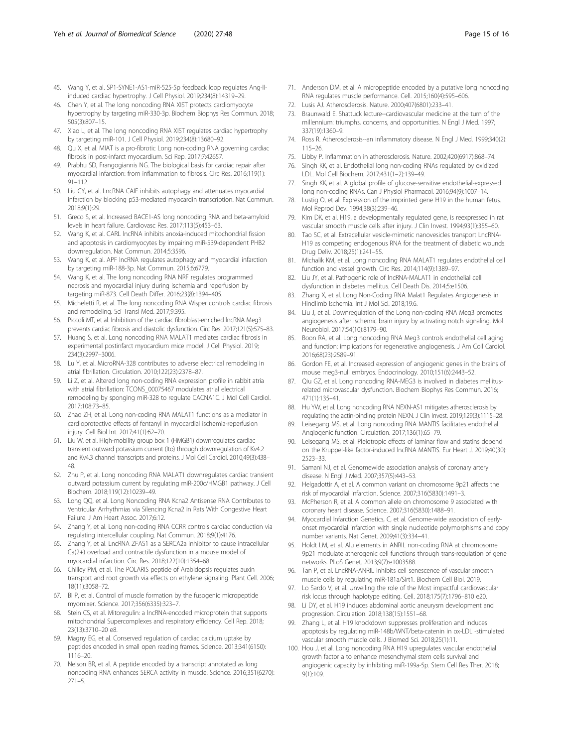45. Wang Y, et al. SP1-SYNE1-AS1-miR-525-5p feedback loop regulates Ang-II-induced cardiac hypertrophy. J Cell Physiol. 2019;234(8):14319–29.
46. Chen Y, et al. The long noncoding RNA XIST protects cardiomyocyte hypertrophy by targeting miR-330-3p. Biochem Biophys Res Commun. 2018; 505(3):807–15.
47. Xiao L, et al. The long noncoding RNA XIST regulates cardiac hypertrophy by targeting miR-101. J Cell Physiol. 2019;234(8):13680–92.
48. Qu X, et al. MIAT is a pro-fibrotic Long non-coding RNA governing cardiac fibrosis in post-infarct myocardium. Sci Rep. 2017;7:42657.
49. Prabhu SD, Frangogiannis NG. The biological basis for cardiac repair after myocardial infarction: from inflammation to fibrosis. Circ Res. 2016;119(1): 91–112.
50. Liu CY, et al. LncRNA CAIF inhibits autophagy and attenuates myocardial infarction by blocking p53-mediated myocardin transcription. Nat Commun. 2018;9(1):29.
51. Greco S, et al. Increased BACE1-AS long noncoding RNA and beta-amyloid levels in heart failure. Cardiovasc Res. 2017;113(5):453–63.
52. Wang K, et al. CARL lncRNA inhibits anoxia-induced mitochondrial fission and apoptosis in cardiomyocytes by impairing miR-539-dependent PHB2 downregulation. Nat Commun. 2014;5:3596.
53. Wang K, et al. APF lncRNA regulates autophagy and myocardial infarction by targeting miR-188-3p. Nat Commun. 2015;6:6779.
54. Wang K, et al. The long noncoding RNA NRF regulates programmed necrosis and myocardial injury during ischemia and reperfusion by targeting miR-873. Cell Death Differ. 2016;23(8):1394–405.
55. Micheletti R, et al. The long noncoding RNA Wisper controls cardiac fibrosis and remodeling. Sci Transl Med. 2017;9:395.
56. Piccoli MT, et al. Inhibition of the cardiac fibroblast-enriched lncRNA Meg3 prevents cardiac fibrosis and diastolic dysfunction. Circ Res. 2017;121(5):575–83.
57. Huang S, et al. Long noncoding RNA MALAT1 mediates cardiac fibrosis in experimental postinfarct myocardium mice model. J Cell Physiol. 2019; 234(3):2997–3006.
58. Lu Y, et al. MicroRNA-328 contributes to adverse electrical remodeling in atrial fibrillation. Circulation. 2010;122(23):2378–87.
59. Li Z, et al. Altered long non-coding RNA expression profile in rabbit atria with atrial fibrillation: TCONS_00075467 modulates atrial electrical remodeling by sponging miR-328 to regulate CACNA1C. J Mol Cell Cardiol. 2017;108:73–85.
60. Zhao ZH, et al. Long non-coding RNA MALAT1 functions as a mediator in cardioprotective effects of fentanyl in myocardial ischemia-reperfusion injury. Cell Biol Int. 2017;41(1):62–70.
61. Liu W, et al. High-mobility group box 1 (HMGB1) downregulates cardiac transient outward potassium current (Ito) through downregulation of Kv4.2 and Kv4.3 channel transcripts and proteins. J Mol Cell Cardiol. 2010;49(3):438–48.
62. Zhu P, et al. Long noncoding RNA MALAT1 downregulates cardiac transient outward potassium current by regulating miR-200c/HMGB1 pathway. J Cell Biochem. 2018;119(12):10239–49.
63. Long QQ, et al. Long Noncoding RNA Kcna2 Antisense RNA Contributes to Ventricular Arrhythmias via Silencing Kcna2 in Rats With Congestive Heart Failure. J Am Heart Assoc. 2017;6:12.
64. Zhang Y, et al. Long non-coding RNA CCRR controls cardiac conduction via regulating intercellular coupling. Nat Commun. 2018;9(1):4176.
65. Zhang Y, et al. LncRNA ZFAS1 as a SERCA2a inhibitor to cause intracellular Ca(2+) overload and contractile dysfunction in a mouse model of myocardial infarction. Circ Res. 2018;122(10):1354–68.
66. Chilley PM, et al. The POLARIS peptide of Arabidopsis regulates auxin transport and root growth via effects on ethylene signaling. Plant Cell. 2006; 18(11):3058–72.
67. Bi P, et al. Control of muscle formation by the fusogenic micropeptide myomixer. Science. 2017;356(6335):323–7.
68. Stein CS, et al. Mitoregulin: a lncRNA-encoded microprotein that supports mitochondrial Supercomplexes and respiratory efficiency. Cell Rep. 2018; 23(13):3710–20 e8.
69. Magny EG, et al. Conserved regulation of cardiac calcium uptake by peptides encoded in small open reading frames. Science. 2013;341(6150): 1116–20.
70. Nelson BR, et al. A peptide encoded by a transcript annotated as long noncoding RNA enhances SERCA activity in muscle. Science. 2016;351(6270): 271–5.
71. Anderson DM, et al. A micropeptide encoded by a putative long noncoding RNA regulates muscle performance. Cell. 2015;160(4):595–606.
72. Lusis AJ. Atherosclerosis. Nature. 2000;407(6801):233–41.
73. Braunwald E. Shattuck lecture--cardiovascular medicine at the turn of the millennium: triumphs, concerns, and opportunities. N Engl J Med. 1997; 337(19):1360–9.
74. Ross R. Atherosclerosis--an inflammatory disease. N Engl J Med. 1999;340(2): 115–26.
75. Libby P. Inflammation in atherosclerosis. Nature. 2002;420(6917):868–74.
76. Singh KK, et al. Endothelial long non-coding RNAs regulated by oxidized LDL. Mol Cell Biochem. 2017;431(1–2):139–49.
77. Singh KK, et al. A global profile of glucose-sensitive endothelial-expressed long non-coding RNAs. Can J Physiol Pharmacol. 2016;94(9):1007–14.
78. Lustig O, et al. Expression of the imprinted gene H19 in the human fetus. Mol Reprod Dev. 1994;38(3):239–46.
79. Kim DK, et al. H19, a developmentally regulated gene, is reexpressed in rat vascular smooth muscle cells after injury. J Clin Invest. 1994;93(1):355–60.
80. Tao SC, et al. Extracellular vesicle-mimetic nanovesicles transport LncRNA-H19 as competing endogenous RNA for the treatment of diabetic wounds. Drug Deliv. 2018;25(1):241–55.
81. Michalik KM, et al. Long noncoding RNA MALAT1 regulates endothelial cell function and vessel growth. Circ Res. 2014;114(9):1389–97.
82. Liu JY, et al. Pathogenic role of lncRNA-MALAT1 in endothelial cell dysfunction in diabetes mellitus. Cell Death Dis. 2014;5:e1506.
83. Zhang X, et al. Long Non-Coding RNA Malat1 Regulates Angiogenesis in Hindlimb Ischemia. Int J Mol Sci. 2018;19:6.
84. Liu J, et al. Downregulation of the Long non-coding RNA Meg3 promotes angiogenesis after ischemic brain injury by activating notch signaling. Mol Neurobiol. 2017;54(10):8179–90.
85. Boon RA, et al. Long noncoding RNA Meg3 controls endothelial cell aging and function: implications for regenerative angiogenesis. J Am Coll Cardiol. 2016;68(23):2589–91.
86. Gordon FE, et al. Increased expression of angiogenic genes in the brains of mouse meg3-null embryos. Endocrinology. 2010;151(6):2443–52.
87. Qiu GZ, et al. Long noncoding RNA-MEG3 is involved in diabetes mellitus-related microvascular dysfunction. Biochem Biophys Res Commun. 2016; 471(1):135–41.
88. Hu YW, et al. Long noncoding RNA NEXN-AS1 mitigates atherosclerosis by regulating the actin-binding protein NEXN. J Clin Invest. 2019;129(3):1115–28.
89. Leisegang MS, et al. Long noncoding RNA MANTIS facilitates endothelial Angiogenic function. Circulation. 2017;136(1):65–79.
90. Leisegang MS, et al. Pleiotropic effects of laminar flow and statins depend on the Kruppel-like factor-induced lncRNA MANTIS. Eur Heart J. 2019;40(30): 2523–33.
91. Samani NJ, et al. Genomewide association analysis of coronary artery disease. N Engl J Med. 2007;357(5):443–53.
92. Helgadottir A, et al. A common variant on chromosome 9p21 affects the risk of myocardial infarction. Science. 2007;316(5830):1491–3.
93. McPherson R, et al. A common allele on chromosome 9 associated with coronary heart disease. Science. 2007;316(5830):1488–91.
94. Myocardial Infarction Genetics, C, et al. Genome-wide association of early-onset myocardial infarction with single nucleotide polymorphisms and copy number variants. Nat Genet. 2009;41(3):334–41.
95. Holdt LM, et al. Alu elements in ANRIL non-coding RNA at chromosome 9p21 modulate atherogenic cell functions through trans-regulation of gene networks. PLoS Genet. 2013;9(7):e1003588.
96. Tan P, et al. LncRNA-ANRIL inhibits cell senescence of vascular smooth muscle cells by regulating miR-181a/Sirt1. Biochem Cell Biol. 2019.
97. Lo Sardo V, et al. Unveiling the role of the Most impactful cardiovascular risk locus through haplotype editing. Cell. 2018;175(7):1796–810 e20.
98. Li DY, et al. H19 induces abdominal aortic aneurysm development and progression. Circulation. 2018;138(15):1551–68.
99. Zhang L, et al. H19 knockdown suppresses proliferation and induces apoptosis by regulating miR-148b/WNT/beta-catenin in ox-LDL -stimulated vascular smooth muscle cells. J Biomed Sci. 2018;25(1):11.
100. Hou J, et al. Long noncoding RNA H19 upregulates vascular endothelial growth factor a to enhance mesenchymal stem cells survival and angiogenic capacity by inhibiting miR-199a-5p. Stem Cell Res Ther. 2018; 9(1):109.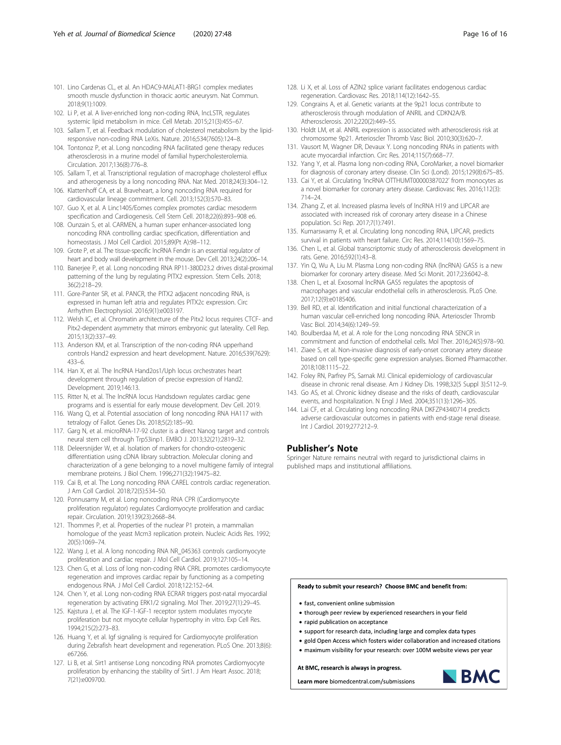101. Lino Cardenas CL, et al. An HDAC9-MALAT1-BRG1 complex mediates smooth muscle dysfunction in thoracic aortic aneurysm. Nat Commun. 2018;9(1):1009.
102. Li P, et al. A liver-enriched long non-coding RNA, lncLSTR, regulates systemic lipid metabolism in mice. Cell Metab. 2015;21(3):455–67.
103. Sallam T, et al. Feedback modulation of cholesterol metabolism by the lipid-responsive non-coding RNA LeXis. Nature. 2016;534(7605):124–8.
104. Tontonoz P, et al. Long noncoding RNA facilitated gene therapy reduces atherosclerosis in a murine model of familial hypercholesterolemia. Circulation. 2017;136(8):776–8.
105. Sallam T, et al. Transcriptional regulation of macrophage cholesterol efflux and atherogenesis by a long noncoding RNA. Nat Med. 2018;24(3):304–12.
106. Klattenhoff CA, et al. Braveheart, a long noncoding RNA required for cardiovascular lineage commitment. Cell. 2013;152(3):570–83.
107. Guo X, et al. A Linc1405/Eomes complex promotes cardiac mesoderm specification and Cardiogenesis. Cell Stem Cell. 2018;22(6):893–908 e6.
108. Ounzain S, et al. CARMEN, a human super enhancer-associated long noncoding RNA controlling cardiac specification, differentiation and homeostasis. J Mol Cell Cardiol. 2015;89(Pt A):98–112.
109. Grote P, et al. The tissue-specific lncRNA Fendrr is an essential regulator of heart and body wall development in the mouse. Dev Cell. 2013;24(2):206–14.
110. Banerjee P, et al. Long noncoding RNA RP11-380D23.2 drives distal-proximal patterning of the lung by regulating PITX2 expression. Stem Cells. 2018; 36(2):218–29.
111. Gore-Panter SR, et al. PANCR, the PITX2 adjacent noncoding RNA, is expressed in human left atria and regulates PITX2c expression. Circ Arrhythm Electrophysiol. 2016;9(1):e003197.
112. Welsh IC, et al. Chromatin architecture of the Pitx2 locus requires CTCF- and Pitx2-dependent asymmetry that mirrors embryonic gut laterality. Cell Rep. 2015;13(2):337–49.
113. Anderson KM, et al. Transcription of the non-coding RNA upperhand controls Hand2 expression and heart development. Nature. 2016;539(7629): 433–6.
114. Han X, et al. The lncRNA Hand2os1/Uph locus orchestrates heart development through regulation of precise expression of Hand2. Development. 2019;146:13.
115. Ritter N, et al. The lncRNA locus Handsdown regulates cardiac gene programs and is essential for early mouse development. Dev Cell. 2019.
116. Wang Q, et al. Potential association of long noncoding RNA HA117 with tetralogy of Fallot. Genes Dis. 2018;5(2):185–90.
117. Garg N, et al. microRNA-17-92 cluster is a direct Nanog target and controls neural stem cell through Trp53inp1. EMBO J. 2013;32(21):2819–32.
118. Deleersnijder W, et al. Isolation of markers for chondro-osteogenic differentiation using cDNA library subtraction. Molecular cloning and characterization of a gene belonging to a novel multigene family of integral membrane proteins. J Biol Chem. 1996;271(32):19475–82.
119. Cai B, et al. The Long noncoding RNA CAREL controls cardiac regeneration. J Am Coll Cardiol. 2018;72(5):534–50.
120. Ponnusamy M, et al. Long noncoding RNA CPR (Cardiomyocyte proliferation regulator) regulates Cardiomyocyte proliferation and cardiac repair. Circulation. 2019;139(23):2668–84.
121. Thommes P, et al. Properties of the nuclear P1 protein, a mammalian homologue of the yeast Mcm3 replication protein. Nucleic Acids Res. 1992; 20(5):1069–74.
122. Wang J, et al. A long noncoding RNA NR_045363 controls cardiomyocyte proliferation and cardiac repair. J Mol Cell Cardiol. 2019;127:105–14.
123. Chen G, et al. Loss of long non-coding RNA CRRL promotes cardiomyocyte regeneration and improves cardiac repair by functioning as a competing endogenous RNA. J Mol Cell Cardiol. 2018;122:152–64.
124. Chen Y, et al. Long non-coding RNA ECRAR triggers post-natal myocardial regeneration by activating ERK1/2 signaling. Mol Ther. 2019;27(1):29–45.
125. Kajstura J, et al. The IGF-1-IGF-1 receptor system modulates myocyte proliferation but not myocyte cellular hypertrophy in vitro. Exp Cell Res. 1994;215(2):273–83.
126. Huang Y, et al. Igf signaling is required for Cardiomyocyte proliferation during Zebrafish heart development and regeneration. PLoS One. 2013;8(6): e67266.
127. Li B, et al. Sirt1 antisense Long noncoding RNA promotes Cardiomyocyte proliferation by enhancing the stability of Sirt1. J Am Heart Assoc. 2018; 7(21):e009700.
128. Li X, et al. Loss of AZIN2 splice variant facilitates endogenous cardiac regeneration. Cardiovasc Res. 2018;114(12):1642–55.
129. Congrains A, et al. Genetic variants at the 9p21 locus contribute to atherosclerosis through modulation of ANRIL and CDKN2A/B. Atherosclerosis. 2012;220(2):449–55.
130. Holdt LM, et al. ANRIL expression is associated with atherosclerosis risk at chromosome 9p21. Arterioscler Thromb Vasc Biol. 2010;30(3):620–7.
131. Vausort M, Wagner DR, Devaux Y. Long noncoding RNAs in patients with acute myocardial infarction. Circ Res. 2014;115(7):668–77.
132. Yang Y, et al. Plasma long non-coding RNA, CoroMarker, a novel biomarker for diagnosis of coronary artery disease. Clin Sci (Lond). 2015;129(8):675–85.
133. Cai Y, et al. Circulating 'lncRNA OTTHUMT00000387022' from monocytes as a novel biomarker for coronary artery disease. Cardiovasc Res. 2016;112(3): 714–24.
134. Zhang Z, et al. Increased plasma levels of lncRNA H19 and LIPCAR are associated with increased risk of coronary artery disease in a Chinese population. Sci Rep. 2017;7(1):7491.
135. Kumarswamy R, et al. Circulating long noncoding RNA, LIPCAR, predicts survival in patients with heart failure. Circ Res. 2014;114(10):1569–75.
136. Chen L, et al. Global transcriptomic study of atherosclerosis development in rats. Gene. 2016;592(1):43–8.
137. Yin Q, Wu A, Liu M. Plasma Long non-coding RNA (lncRNA) GAS5 is a new biomarker for coronary artery disease. Med Sci Monit. 2017;23:6042–8.
138. Chen L, et al. Exosomal lncRNA GAS5 regulates the apoptosis of macrophages and vascular endothelial cells in atherosclerosis. PLoS One. 2017;12(9):e0185406.
139. Bell RD, et al. Identification and initial functional characterization of a human vascular cell-enriched long noncoding RNA. Arterioscler Thromb Vasc Biol. 2014;34(6):1249–59.
140. Boulberdaa M, et al. A role for the Long noncoding RNA SENCR in commitment and function of endothelial cells. Mol Ther. 2016;24(5):978–90.
141. Ziaee S, et al. Non-invasive diagnosis of early-onset coronary artery disease based on cell type-specific gene expression analyses. Biomed Pharmacother. 2018;108:1115–22.
142. Foley RN, Parfrey PS, Sarnak MJ. Clinical epidemiology of cardiovascular disease in chronic renal disease. Am J Kidney Dis. 1998;32(5 Suppl 3):S112–9.
143. Go AS, et al. Chronic kidney disease and the risks of death, cardiovascular events, and hospitalization. N Engl J Med. 2004;351(13):1296–305.
144. Lai CF, et al. Circulating long noncoding RNA DKFZP434I0714 predicts adverse cardiovascular outcomes in patients with end-stage renal disease. Int J Cardiol. 2019;277:212–9.

## Publisher's Note

Springer Nature remains neutral with regard to jurisdictional claims in published maps and institutional affiliations.

**Ready to submit your research? Choose BMC and benefit from:**

- fast, convenient online submission
- thorough peer review by experienced researchers in your field
- rapid publication on acceptance
- support for research data, including large and complex data types
- gold Open Access which fosters wider collaboration and increased citations
- maximum visibility for your research: over 100M website views per year

**At BMC, research is always in progress.**

**Learn more** biomedcentral.com/submissions

BMC